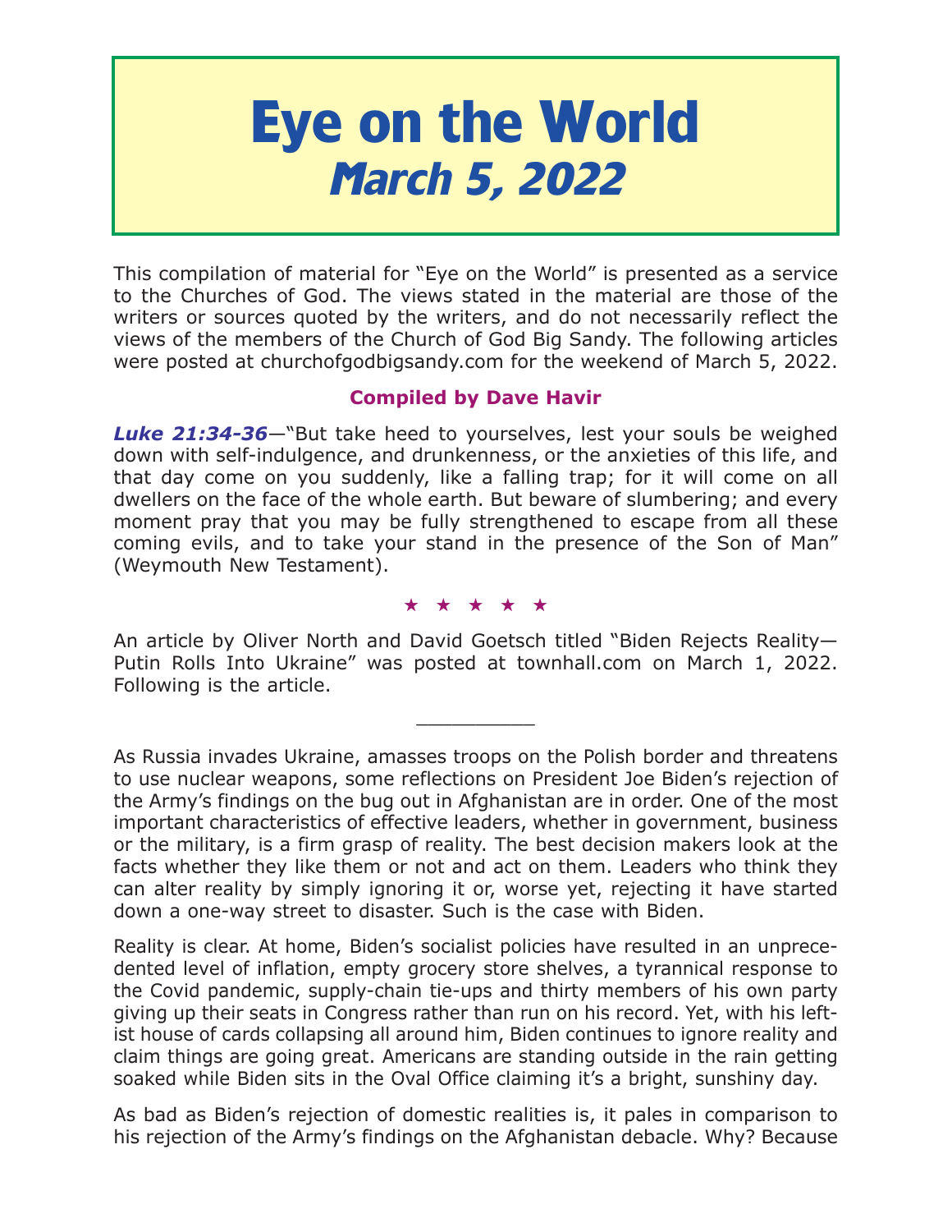# Eye on the World
## *March 5, 2022*

This compilation of material for "Eye on the World" is presented as a service to the Churches of God. The views stated in the material are those of the writers or sources quoted by the writers, and do not necessarily reflect the views of the members of the Church of God Big Sandy. The following articles were posted at churchofgodbigsandy.com for the weekend of March 5, 2022.

**Compiled by Dave Havir**

***Luke 21:34-36***—"But take heed to yourselves, lest your souls be weighed down with self-indulgence, and drunkenness, or the anxieties of this life, and that day come on you suddenly, like a falling trap; for it will come on all dwellers on the face of the whole earth. But beware of slumbering; and every moment pray that you may be fully strengthened to escape from all these coming evils, and to take your stand in the presence of the Son of Man" (Weymouth New Testament).

★ ★ ★ ★ ★

An article by Oliver North and David Goetsch titled "Biden Rejects Reality—Putin Rolls Into Ukraine" was posted at townhall.com on March 1, 2022. Following is the article.

---

As Russia invades Ukraine, amasses troops on the Polish border and threatens to use nuclear weapons, some reflections on President Joe Biden's rejection of the Army's findings on the bug out in Afghanistan are in order. One of the most important characteristics of effective leaders, whether in government, business or the military, is a firm grasp of reality. The best decision makers look at the facts whether they like them or not and act on them. Leaders who think they can alter reality by simply ignoring it or, worse yet, rejecting it have started down a one-way street to disaster. Such is the case with Biden.

Reality is clear. At home, Biden's socialist policies have resulted in an unprecedented level of inflation, empty grocery store shelves, a tyrannical response to the Covid pandemic, supply-chain tie-ups and thirty members of his own party giving up their seats in Congress rather than run on his record. Yet, with his leftist house of cards collapsing all around him, Biden continues to ignore reality and claim things are going great. Americans are standing outside in the rain getting soaked while Biden sits in the Oval Office claiming it's a bright, sunshiny day.

As bad as Biden's rejection of domestic realities is, it pales in comparison to his rejection of the Army's findings on the Afghanistan debacle. Why? Because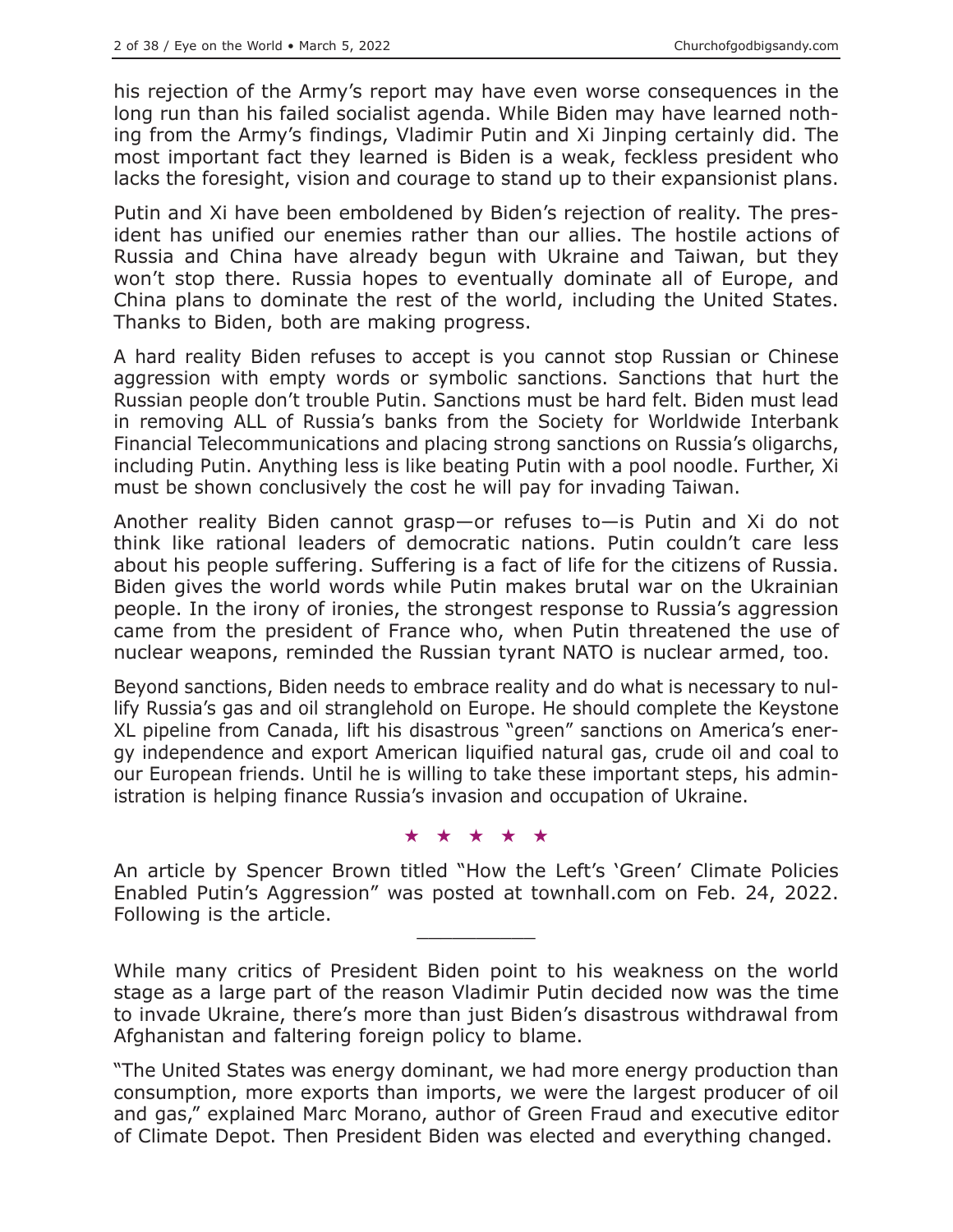his rejection of the Army's report may have even worse consequences in the long run than his failed socialist agenda. While Biden may have learned nothing from the Army's findings, Vladimir Putin and Xi Jinping certainly did. The most important fact they learned is Biden is a weak, feckless president who lacks the foresight, vision and courage to stand up to their expansionist plans.

Putin and Xi have been emboldened by Biden's rejection of reality. The president has unified our enemies rather than our allies. The hostile actions of Russia and China have already begun with Ukraine and Taiwan, but they won't stop there. Russia hopes to eventually dominate all of Europe, and China plans to dominate the rest of the world, including the United States. Thanks to Biden, both are making progress.

A hard reality Biden refuses to accept is you cannot stop Russian or Chinese aggression with empty words or symbolic sanctions. Sanctions that hurt the Russian people don't trouble Putin. Sanctions must be hard felt. Biden must lead in removing ALL of Russia's banks from the Society for Worldwide Interbank Financial Telecommunications and placing strong sanctions on Russia's oligarchs, including Putin. Anything less is like beating Putin with a pool noodle. Further, Xi must be shown conclusively the cost he will pay for invading Taiwan.

Another reality Biden cannot grasp—or refuses to—is Putin and Xi do not think like rational leaders of democratic nations. Putin couldn't care less about his people suffering. Suffering is a fact of life for the citizens of Russia. Biden gives the world words while Putin makes brutal war on the Ukrainian people. In the irony of ironies, the strongest response to Russia's aggression came from the president of France who, when Putin threatened the use of nuclear weapons, reminded the Russian tyrant NATO is nuclear armed, too.

Beyond sanctions, Biden needs to embrace reality and do what is necessary to nullify Russia's gas and oil stranglehold on Europe. He should complete the Keystone XL pipeline from Canada, lift his disastrous "green" sanctions on America's energy independence and export American liquified natural gas, crude oil and coal to our European friends. Until he is willing to take these important steps, his administration is helping finance Russia's invasion and occupation of Ukraine.

★ ★ ★ ★ ★

An article by Spencer Brown titled "How the Left's 'Green' Climate Policies Enabled Putin's Aggression" was posted at townhall.com on Feb. 24, 2022. Following is the article.

---

While many critics of President Biden point to his weakness on the world stage as a large part of the reason Vladimir Putin decided now was the time to invade Ukraine, there's more than just Biden's disastrous withdrawal from Afghanistan and faltering foreign policy to blame.

"The United States was energy dominant, we had more energy production than consumption, more exports than imports, we were the largest producer of oil and gas," explained Marc Morano, author of Green Fraud and executive editor of Climate Depot. Then President Biden was elected and everything changed.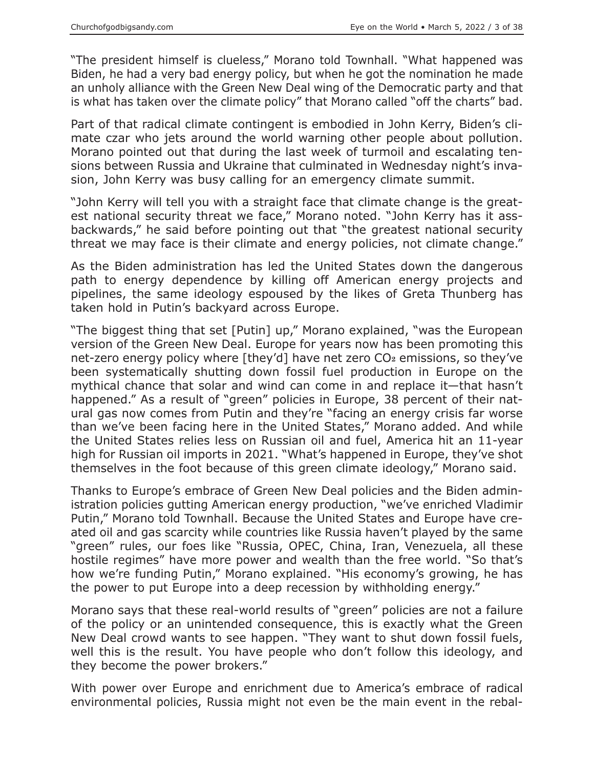"The president himself is clueless," Morano told Townhall. "What happened was Biden, he had a very bad energy policy, but when he got the nomination he made an unholy alliance with the Green New Deal wing of the Democratic party and that is what has taken over the climate policy" that Morano called "off the charts" bad.

Part of that radical climate contingent is embodied in John Kerry, Biden's climate czar who jets around the world warning other people about pollution. Morano pointed out that during the last week of turmoil and escalating tensions between Russia and Ukraine that culminated in Wednesday night's invasion, John Kerry was busy calling for an emergency climate summit.

"John Kerry will tell you with a straight face that climate change is the greatest national security threat we face," Morano noted. "John Kerry has it ass-backwards," he said before pointing out that "the greatest national security threat we may face is their climate and energy policies, not climate change."

As the Biden administration has led the United States down the dangerous path to energy dependence by killing off American energy projects and pipelines, the same ideology espoused by the likes of Greta Thunberg has taken hold in Putin's backyard across Europe.

"The biggest thing that set [Putin] up," Morano explained, "was the European version of the Green New Deal. Europe for years now has been promoting this net-zero energy policy where [they'd] have net zero $CO_2$ emissions, so they've been systematically shutting down fossil fuel production in Europe on the mythical chance that solar and wind can come in and replace it—that hasn't happened." As a result of "green" policies in Europe, 38 percent of their natural gas now comes from Putin and they're "facing an energy crisis far worse than we've been facing here in the United States," Morano added. And while the United States relies less on Russian oil and fuel, America hit an 11-year high for Russian oil imports in 2021. "What's happened in Europe, they've shot themselves in the foot because of this green climate ideology," Morano said.

Thanks to Europe's embrace of Green New Deal policies and the Biden administration policies gutting American energy production, "we've enriched Vladimir Putin," Morano told Townhall. Because the United States and Europe have created oil and gas scarcity while countries like Russia haven't played by the same "green" rules, our foes like "Russia, OPEC, China, Iran, Venezuela, all these hostile regimes" have more power and wealth than the free world. "So that's how we're funding Putin," Morano explained. "His economy's growing, he has the power to put Europe into a deep recession by withholding energy."

Morano says that these real-world results of "green" policies are not a failure of the policy or an unintended consequence, this is exactly what the Green New Deal crowd wants to see happen. "They want to shut down fossil fuels, well this is the result. You have people who don't follow this ideology, and they become the power brokers."

With power over Europe and enrichment due to America's embrace of radical environmental policies, Russia might not even be the main event in the rebal-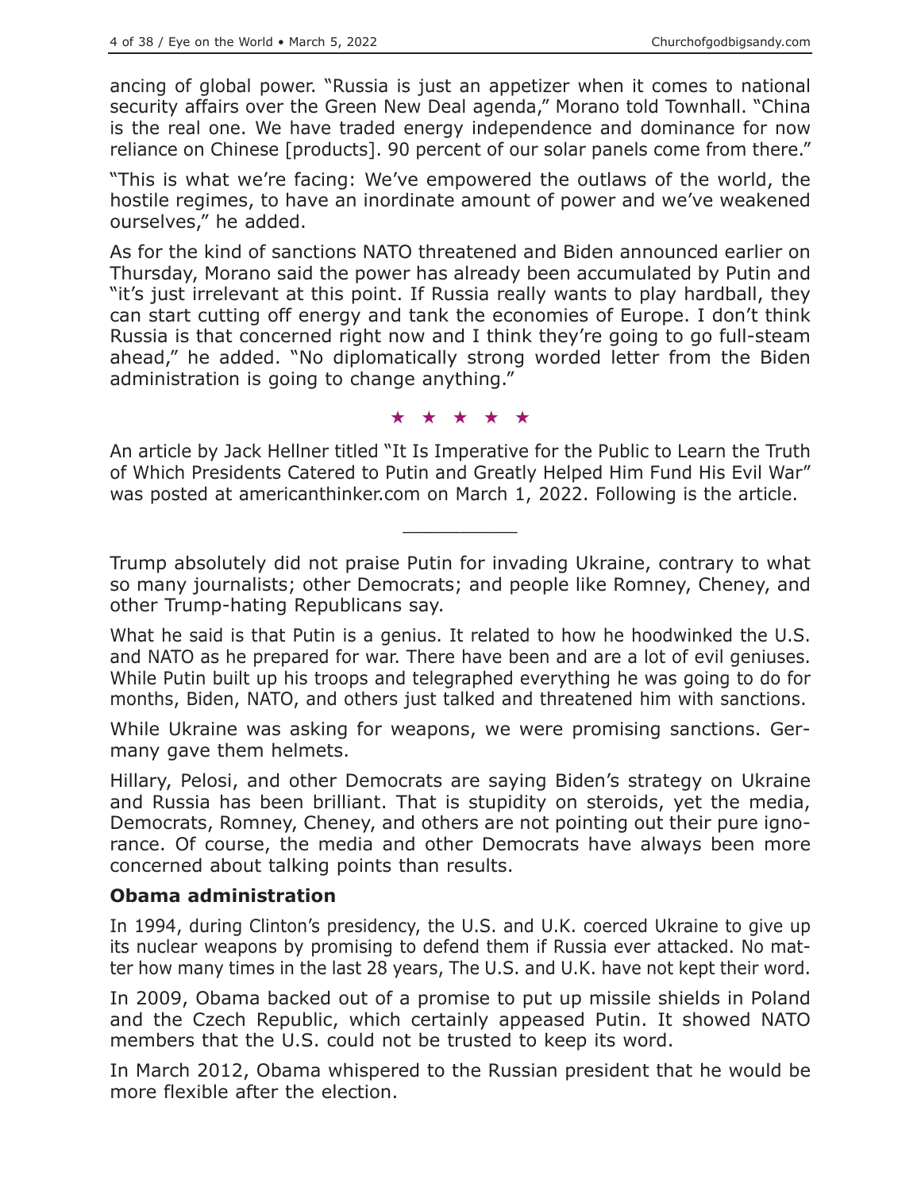ancing of global power. "Russia is just an appetizer when it comes to national security affairs over the Green New Deal agenda," Morano told Townhall. "China is the real one. We have traded energy independence and dominance for now reliance on Chinese [products]. 90 percent of our solar panels come from there."

"This is what we're facing: We've empowered the outlaws of the world, the hostile regimes, to have an inordinate amount of power and we've weakened ourselves," he added.

As for the kind of sanctions NATO threatened and Biden announced earlier on Thursday, Morano said the power has already been accumulated by Putin and "it's just irrelevant at this point. If Russia really wants to play hardball, they can start cutting off energy and tank the economies of Europe. I don't think Russia is that concerned right now and I think they're going to go full-steam ahead," he added. "No diplomatically strong worded letter from the Biden administration is going to change anything."

★ ★ ★ ★ ★

An article by Jack Hellner titled "It Is Imperative for the Public to Learn the Truth of Which Presidents Catered to Putin and Greatly Helped Him Fund His Evil War" was posted at americanthinker.com on March 1, 2022. Following is the article.

---

Trump absolutely did not praise Putin for invading Ukraine, contrary to what so many journalists; other Democrats; and people like Romney, Cheney, and other Trump-hating Republicans say.

What he said is that Putin is a genius. It related to how he hoodwinked the U.S. and NATO as he prepared for war. There have been and are a lot of evil geniuses. While Putin built up his troops and telegraphed everything he was going to do for months, Biden, NATO, and others just talked and threatened him with sanctions.

While Ukraine was asking for weapons, we were promising sanctions. Germany gave them helmets.

Hillary, Pelosi, and other Democrats are saying Biden's strategy on Ukraine and Russia has been brilliant. That is stupidity on steroids, yet the media, Democrats, Romney, Cheney, and others are not pointing out their pure ignorance. Of course, the media and other Democrats have always been more concerned about talking points than results.

**Obama administration**

In 1994, during Clinton's presidency, the U.S. and U.K. coerced Ukraine to give up its nuclear weapons by promising to defend them if Russia ever attacked. No matter how many times in the last 28 years, The U.S. and U.K. have not kept their word.

In 2009, Obama backed out of a promise to put up missile shields in Poland and the Czech Republic, which certainly appeased Putin. It showed NATO members that the U.S. could not be trusted to keep its word.

In March 2012, Obama whispered to the Russian president that he would be more flexible after the election.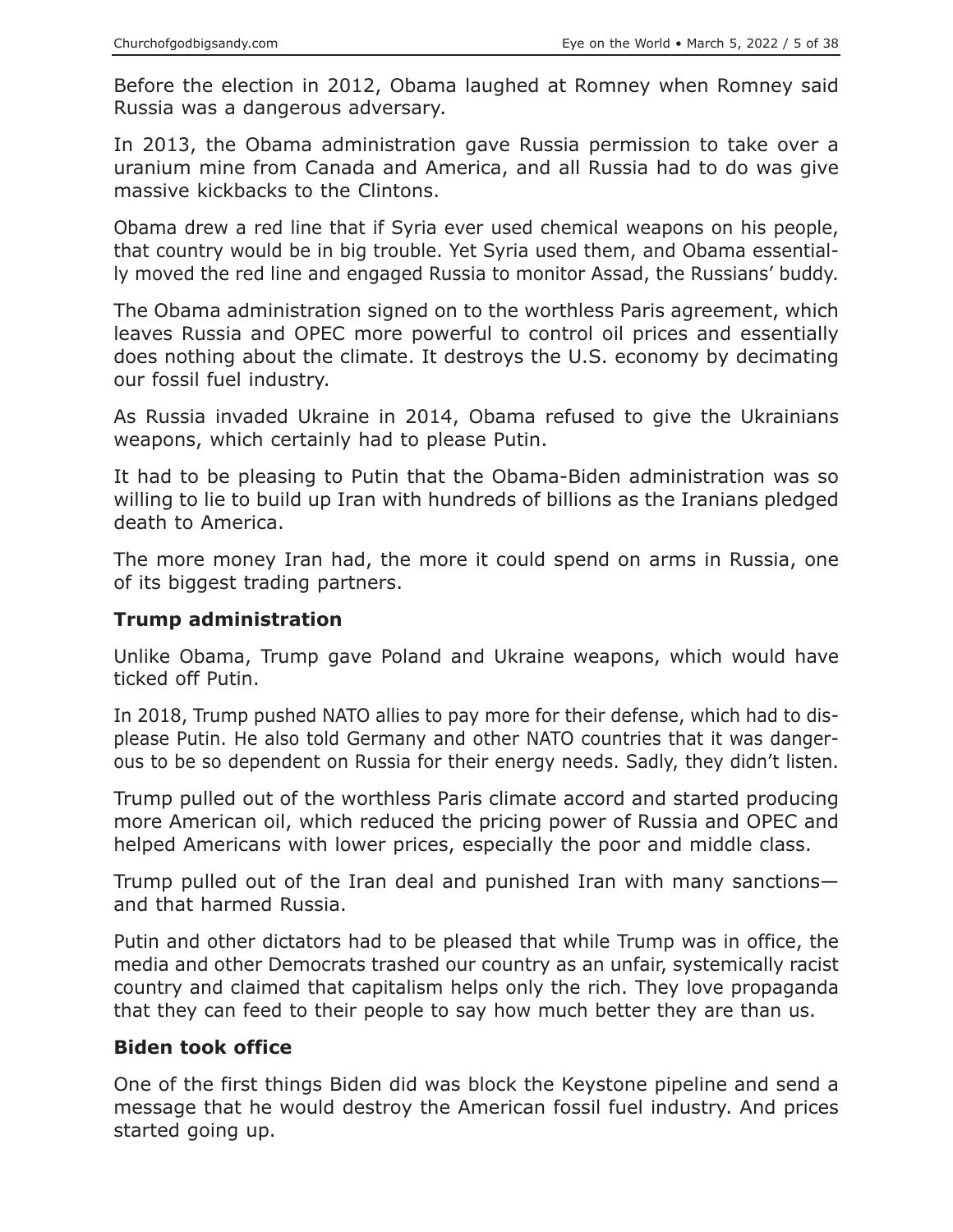Before the election in 2012, Obama laughed at Romney when Romney said Russia was a dangerous adversary.

In 2013, the Obama administration gave Russia permission to take over a uranium mine from Canada and America, and all Russia had to do was give massive kickbacks to the Clintons.

Obama drew a red line that if Syria ever used chemical weapons on his people, that country would be in big trouble. Yet Syria used them, and Obama essentially moved the red line and engaged Russia to monitor Assad, the Russians' buddy.

The Obama administration signed on to the worthless Paris agreement, which leaves Russia and OPEC more powerful to control oil prices and essentially does nothing about the climate. It destroys the U.S. economy by decimating our fossil fuel industry.

As Russia invaded Ukraine in 2014, Obama refused to give the Ukrainians weapons, which certainly had to please Putin.

It had to be pleasing to Putin that the Obama-Biden administration was so willing to lie to build up Iran with hundreds of billions as the Iranians pledged death to America.

The more money Iran had, the more it could spend on arms in Russia, one of its biggest trading partners.

## Trump administration

Unlike Obama, Trump gave Poland and Ukraine weapons, which would have ticked off Putin.

In 2018, Trump pushed NATO allies to pay more for their defense, which had to displease Putin. He also told Germany and other NATO countries that it was dangerous to be so dependent on Russia for their energy needs. Sadly, they didn't listen.

Trump pulled out of the worthless Paris climate accord and started producing more American oil, which reduced the pricing power of Russia and OPEC and helped Americans with lower prices, especially the poor and middle class.

Trump pulled out of the Iran deal and punished Iran with many sanctions—and that harmed Russia.

Putin and other dictators had to be pleased that while Trump was in office, the media and other Democrats trashed our country as an unfair, systemically racist country and claimed that capitalism helps only the rich. They love propaganda that they can feed to their people to say how much better they are than us.

## Biden took office

One of the first things Biden did was block the Keystone pipeline and send a message that he would destroy the American fossil fuel industry. And prices started going up.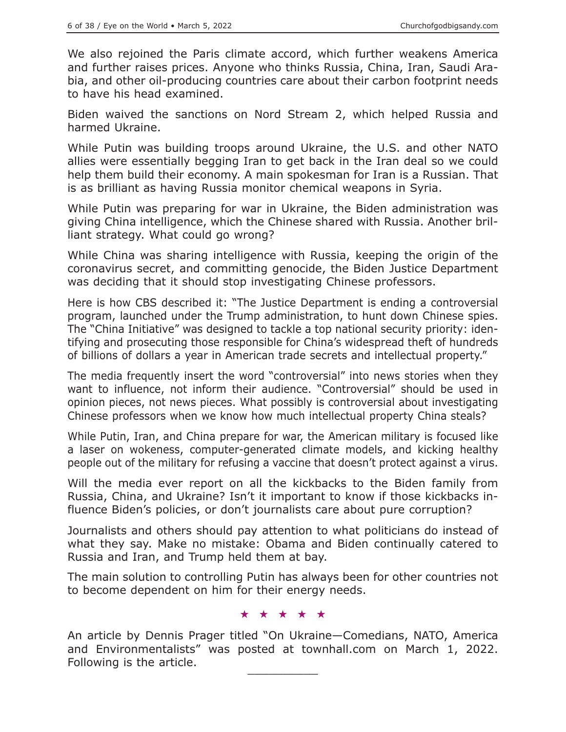We also rejoined the Paris climate accord, which further weakens America and further raises prices. Anyone who thinks Russia, China, Iran, Saudi Arabia, and other oil-producing countries care about their carbon footprint needs to have his head examined.

Biden waived the sanctions on Nord Stream 2, which helped Russia and harmed Ukraine.

While Putin was building troops around Ukraine, the U.S. and other NATO allies were essentially begging Iran to get back in the Iran deal so we could help them build their economy. A main spokesman for Iran is a Russian. That is as brilliant as having Russia monitor chemical weapons in Syria.

While Putin was preparing for war in Ukraine, the Biden administration was giving China intelligence, which the Chinese shared with Russia. Another brilliant strategy. What could go wrong?

While China was sharing intelligence with Russia, keeping the origin of the coronavirus secret, and committing genocide, the Biden Justice Department was deciding that it should stop investigating Chinese professors.

Here is how CBS described it: "The Justice Department is ending a controversial program, launched under the Trump administration, to hunt down Chinese spies. The "China Initiative" was designed to tackle a top national security priority: identifying and prosecuting those responsible for China's widespread theft of hundreds of billions of dollars a year in American trade secrets and intellectual property."

The media frequently insert the word "controversial" into news stories when they want to influence, not inform their audience. "Controversial" should be used in opinion pieces, not news pieces. What possibly is controversial about investigating Chinese professors when we know how much intellectual property China steals?

While Putin, Iran, and China prepare for war, the American military is focused like a laser on wokeness, computer-generated climate models, and kicking healthy people out of the military for refusing a vaccine that doesn't protect against a virus.

Will the media ever report on all the kickbacks to the Biden family from Russia, China, and Ukraine? Isn't it important to know if those kickbacks influence Biden's policies, or don't journalists care about pure corruption?

Journalists and others should pay attention to what politicians do instead of what they say. Make no mistake: Obama and Biden continually catered to Russia and Iran, and Trump held them at bay.

The main solution to controlling Putin has always been for other countries not to become dependent on him for their energy needs.

★ ★ ★ ★ ★

An article by Dennis Prager titled "On Ukraine—Comedians, NATO, America and Environmentalists" was posted at townhall.com on March 1, 2022. Following is the article.

---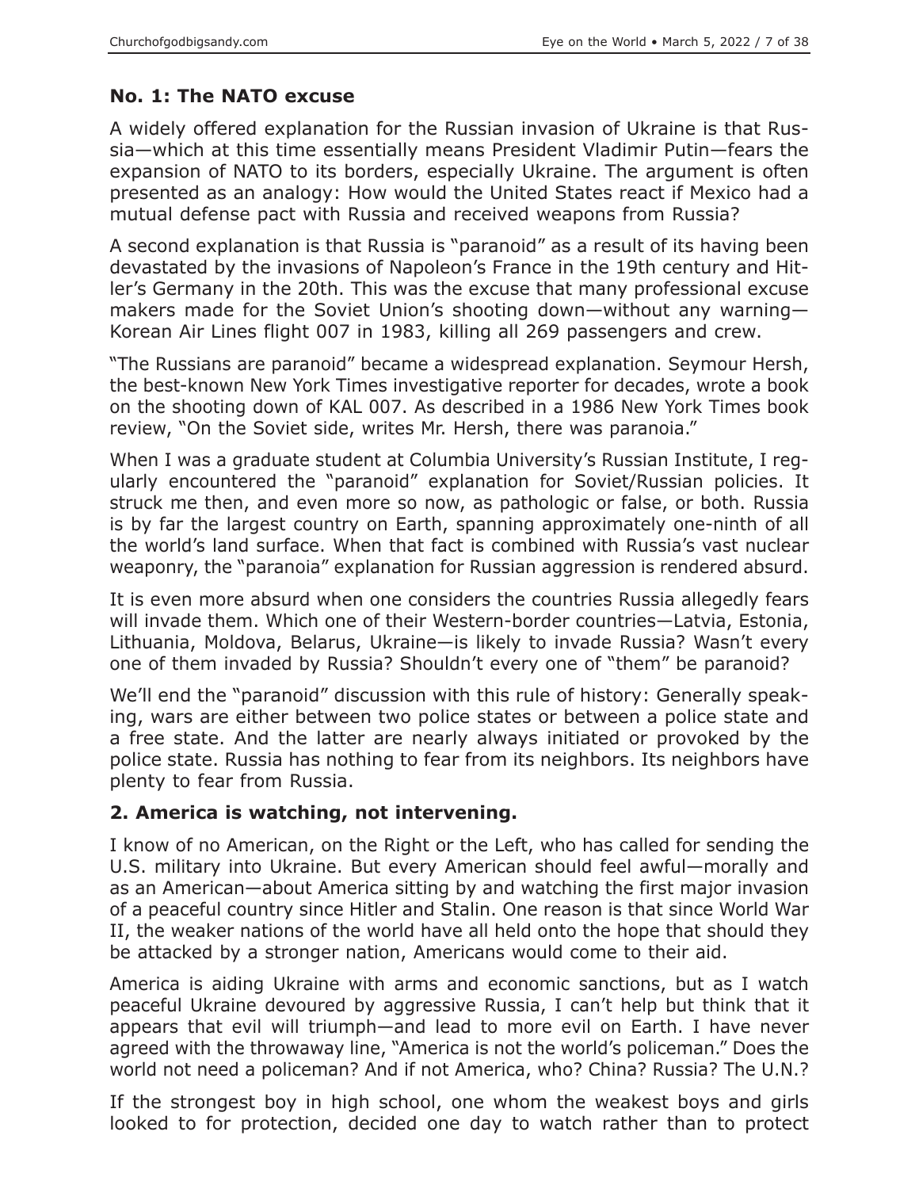### No. 1: The NATO excuse

A widely offered explanation for the Russian invasion of Ukraine is that Russia—which at this time essentially means President Vladimir Putin—fears the expansion of NATO to its borders, especially Ukraine. The argument is often presented as an analogy: How would the United States react if Mexico had a mutual defense pact with Russia and received weapons from Russia?

A second explanation is that Russia is "paranoid" as a result of its having been devastated by the invasions of Napoleon's France in the 19th century and Hitler's Germany in the 20th. This was the excuse that many professional excuse makers made for the Soviet Union's shooting down—without any warning—Korean Air Lines flight 007 in 1983, killing all 269 passengers and crew.

"The Russians are paranoid" became a widespread explanation. Seymour Hersh, the best-known New York Times investigative reporter for decades, wrote a book on the shooting down of KAL 007. As described in a 1986 New York Times book review, "On the Soviet side, writes Mr. Hersh, there was paranoia."

When I was a graduate student at Columbia University's Russian Institute, I regularly encountered the "paranoid" explanation for Soviet/Russian policies. It struck me then, and even more so now, as pathologic or false, or both. Russia is by far the largest country on Earth, spanning approximately one-ninth of all the world's land surface. When that fact is combined with Russia's vast nuclear weaponry, the "paranoia" explanation for Russian aggression is rendered absurd.

It is even more absurd when one considers the countries Russia allegedly fears will invade them. Which one of their Western-border countries—Latvia, Estonia, Lithuania, Moldova, Belarus, Ukraine—is likely to invade Russia? Wasn't every one of them invaded by Russia? Shouldn't every one of "them" be paranoid?

We'll end the "paranoid" discussion with this rule of history: Generally speaking, wars are either between two police states or between a police state and a free state. And the latter are nearly always initiated or provoked by the police state. Russia has nothing to fear from its neighbors. Its neighbors have plenty to fear from Russia.

### 2. America is watching, not intervening.

I know of no American, on the Right or the Left, who has called for sending the U.S. military into Ukraine. But every American should feel awful—morally and as an American—about America sitting by and watching the first major invasion of a peaceful country since Hitler and Stalin. One reason is that since World War II, the weaker nations of the world have all held onto the hope that should they be attacked by a stronger nation, Americans would come to their aid.

America is aiding Ukraine with arms and economic sanctions, but as I watch peaceful Ukraine devoured by aggressive Russia, I can't help but think that it appears that evil will triumph—and lead to more evil on Earth. I have never agreed with the throwaway line, "America is not the world's policeman." Does the world not need a policeman? And if not America, who? China? Russia? The U.N.?

If the strongest boy in high school, one whom the weakest boys and girls looked to for protection, decided one day to watch rather than to protect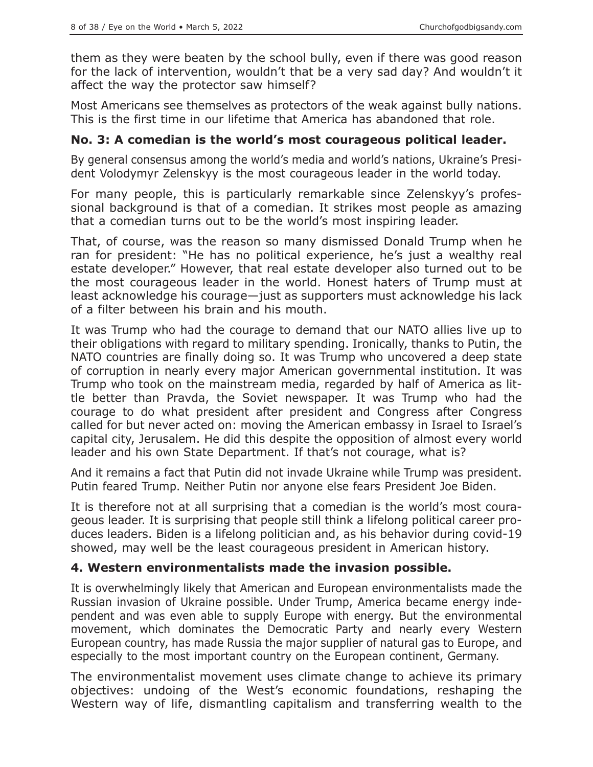them as they were beaten by the school bully, even if there was good reason for the lack of intervention, wouldn't that be a very sad day? And wouldn't it affect the way the protector saw himself?

Most Americans see themselves as protectors of the weak against bully nations. This is the first time in our lifetime that America has abandoned that role.

### No. 3: A comedian is the world's most courageous political leader.

By general consensus among the world's media and world's nations, Ukraine's President Volodymyr Zelenskyy is the most courageous leader in the world today.

For many people, this is particularly remarkable since Zelenskyy's professional background is that of a comedian. It strikes most people as amazing that a comedian turns out to be the world's most inspiring leader.

That, of course, was the reason so many dismissed Donald Trump when he ran for president: "He has no political experience, he's just a wealthy real estate developer." However, that real estate developer also turned out to be the most courageous leader in the world. Honest haters of Trump must at least acknowledge his courage—just as supporters must acknowledge his lack of a filter between his brain and his mouth.

It was Trump who had the courage to demand that our NATO allies live up to their obligations with regard to military spending. Ironically, thanks to Putin, the NATO countries are finally doing so. It was Trump who uncovered a deep state of corruption in nearly every major American governmental institution. It was Trump who took on the mainstream media, regarded by half of America as little better than Pravda, the Soviet newspaper. It was Trump who had the courage to do what president after president and Congress after Congress called for but never acted on: moving the American embassy in Israel to Israel's capital city, Jerusalem. He did this despite the opposition of almost every world leader and his own State Department. If that's not courage, what is?

And it remains a fact that Putin did not invade Ukraine while Trump was president. Putin feared Trump. Neither Putin nor anyone else fears President Joe Biden.

It is therefore not at all surprising that a comedian is the world's most courageous leader. It is surprising that people still think a lifelong political career produces leaders. Biden is a lifelong politician and, as his behavior during covid-19 showed, may well be the least courageous president in American history.

### 4. Western environmentalists made the invasion possible.

It is overwhelmingly likely that American and European environmentalists made the Russian invasion of Ukraine possible. Under Trump, America became energy independent and was even able to supply Europe with energy. But the environmental movement, which dominates the Democratic Party and nearly every Western European country, has made Russia the major supplier of natural gas to Europe, and especially to the most important country on the European continent, Germany.

The environmentalist movement uses climate change to achieve its primary objectives: undoing of the West's economic foundations, reshaping the Western way of life, dismantling capitalism and transferring wealth to the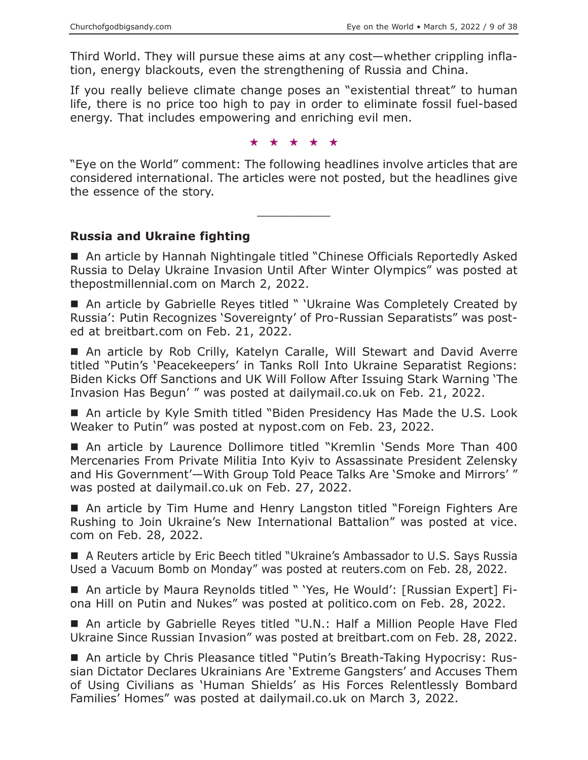Third World. They will pursue these aims at any cost—whether crippling inflation, energy blackouts, even the strengthening of Russia and China.

If you really believe climate change poses an "existential threat" to human life, there is no price too high to pay in order to eliminate fossil fuel-based energy. That includes empowering and enriching evil men.

★ ★ ★ ★ ★

"Eye on the World" comment: The following headlines involve articles that are considered international. The articles were not posted, but the headlines give the essence of the story.

---

### Russia and Ukraine fighting

■ An article by Hannah Nightingale titled "Chinese Officials Reportedly Asked Russia to Delay Ukraine Invasion Until After Winter Olympics" was posted at thepostmillennial.com on March 2, 2022.

■ An article by Gabrielle Reyes titled " 'Ukraine Was Completely Created by Russia': Putin Recognizes 'Sovereignty' of Pro-Russian Separatists" was posted at breitbart.com on Feb. 21, 2022.

■ An article by Rob Crilly, Katelyn Caralle, Will Stewart and David Averre titled "Putin's 'Peacekeepers' in Tanks Roll Into Ukraine Separatist Regions: Biden Kicks Off Sanctions and UK Will Follow After Issuing Stark Warning 'The Invasion Has Begun' " was posted at dailymail.co.uk on Feb. 21, 2022.

■ An article by Kyle Smith titled "Biden Presidency Has Made the U.S. Look Weaker to Putin" was posted at nypost.com on Feb. 23, 2022.

■ An article by Laurence Dollimore titled "Kremlin 'Sends More Than 400 Mercenaries From Private Militia Into Kyiv to Assassinate President Zelensky and His Government'—With Group Told Peace Talks Are 'Smoke and Mirrors' " was posted at dailymail.co.uk on Feb. 27, 2022.

■ An article by Tim Hume and Henry Langston titled "Foreign Fighters Are Rushing to Join Ukraine's New International Battalion" was posted at vice.com on Feb. 28, 2022.

■ A Reuters article by Eric Beech titled "Ukraine's Ambassador to U.S. Says Russia Used a Vacuum Bomb on Monday" was posted at reuters.com on Feb. 28, 2022.

■ An article by Maura Reynolds titled " 'Yes, He Would': [Russian Expert] Fiona Hill on Putin and Nukes" was posted at politico.com on Feb. 28, 2022.

■ An article by Gabrielle Reyes titled "U.N.: Half a Million People Have Fled Ukraine Since Russian Invasion" was posted at breitbart.com on Feb. 28, 2022.

■ An article by Chris Pleasance titled "Putin's Breath-Taking Hypocrisy: Russian Dictator Declares Ukrainians Are 'Extreme Gangsters' and Accuses Them of Using Civilians as 'Human Shields' as His Forces Relentlessly Bombard Families' Homes" was posted at dailymail.co.uk on March 3, 2022.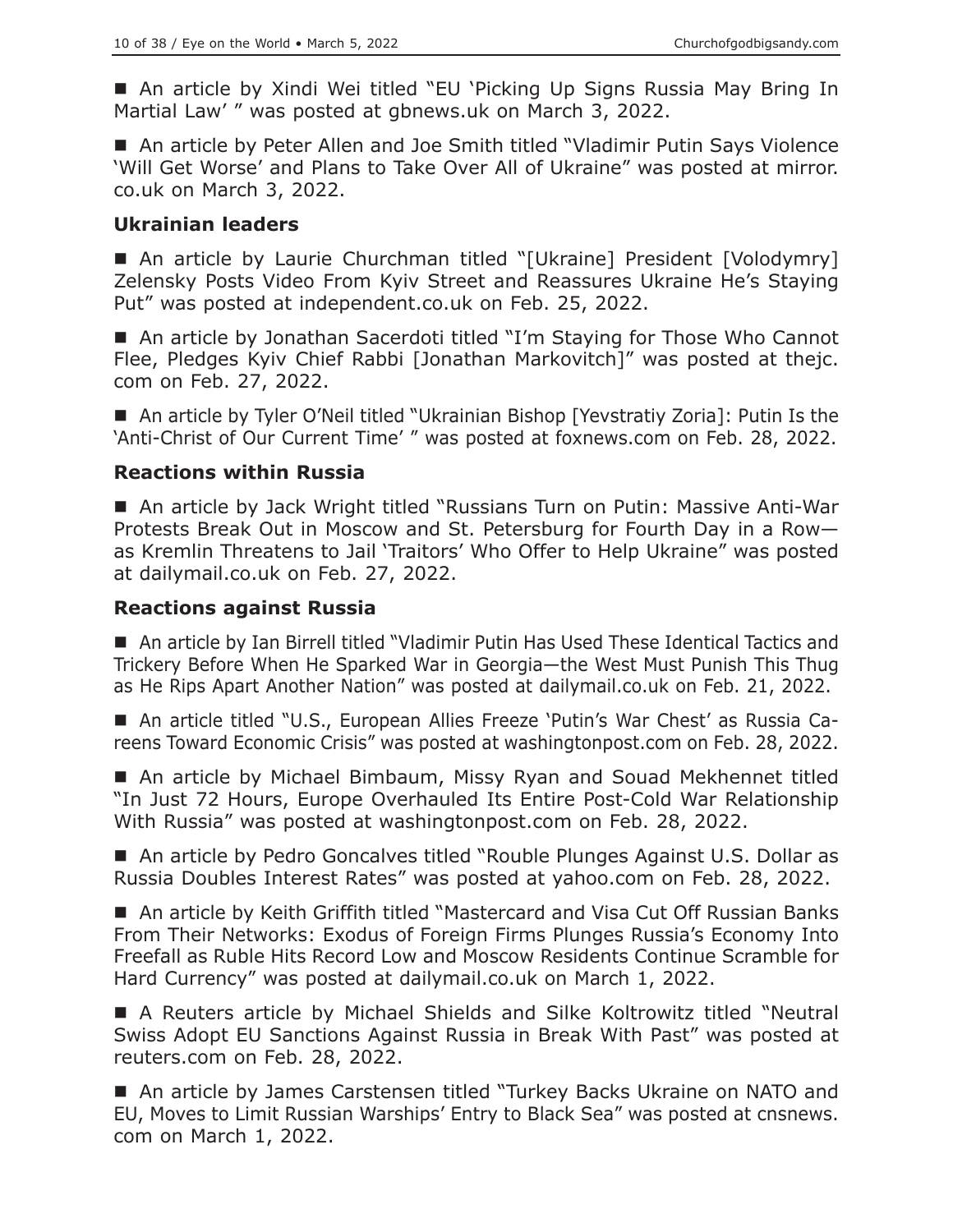■ An article by Xindi Wei titled "EU 'Picking Up Signs Russia May Bring In Martial Law' " was posted at gbnews.uk on March 3, 2022.

■ An article by Peter Allen and Joe Smith titled "Vladimir Putin Says Violence 'Will Get Worse' and Plans to Take Over All of Ukraine" was posted at mirror.co.uk on March 3, 2022.

### Ukrainian leaders

■ An article by Laurie Churchman titled "[Ukraine] President [Volodymry] Zelensky Posts Video From Kyiv Street and Reassures Ukraine He's Staying Put" was posted at independent.co.uk on Feb. 25, 2022.

■ An article by Jonathan Sacerdoti titled "I'm Staying for Those Who Cannot Flee, Pledges Kyiv Chief Rabbi [Jonathan Markovitch]" was posted at thejc.com on Feb. 27, 2022.

■ An article by Tyler O'Neil titled "Ukrainian Bishop [Yevstratiy Zoria]: Putin Is the 'Anti-Christ of Our Current Time' " was posted at foxnews.com on Feb. 28, 2022.

### Reactions within Russia

■ An article by Jack Wright titled "Russians Turn on Putin: Massive Anti-War Protests Break Out in Moscow and St. Petersburg for Fourth Day in a Row—as Kremlin Threatens to Jail 'Traitors' Who Offer to Help Ukraine" was posted at dailymail.co.uk on Feb. 27, 2022.

### Reactions against Russia

■ An article by Ian Birrell titled "Vladimir Putin Has Used These Identical Tactics and Trickery Before When He Sparked War in Georgia—the West Must Punish This Thug as He Rips Apart Another Nation" was posted at dailymail.co.uk on Feb. 21, 2022.

■ An article titled "U.S., European Allies Freeze 'Putin's War Chest' as Russia Careens Toward Economic Crisis" was posted at washingtonpost.com on Feb. 28, 2022.

■ An article by Michael Bimbaum, Missy Ryan and Souad Mekhennet titled "In Just 72 Hours, Europe Overhauled Its Entire Post-Cold War Relationship With Russia" was posted at washingtonpost.com on Feb. 28, 2022.

■ An article by Pedro Goncalves titled "Rouble Plunges Against U.S. Dollar as Russia Doubles Interest Rates" was posted at yahoo.com on Feb. 28, 2022.

■ An article by Keith Griffith titled "Mastercard and Visa Cut Off Russian Banks From Their Networks: Exodus of Foreign Firms Plunges Russia's Economy Into Freefall as Ruble Hits Record Low and Moscow Residents Continue Scramble for Hard Currency" was posted at dailymail.co.uk on March 1, 2022.

■ A Reuters article by Michael Shields and Silke Koltrowitz titled "Neutral Swiss Adopt EU Sanctions Against Russia in Break With Past" was posted at reuters.com on Feb. 28, 2022.

■ An article by James Carstensen titled "Turkey Backs Ukraine on NATO and EU, Moves to Limit Russian Warships' Entry to Black Sea" was posted at cnsnews.com on March 1, 2022.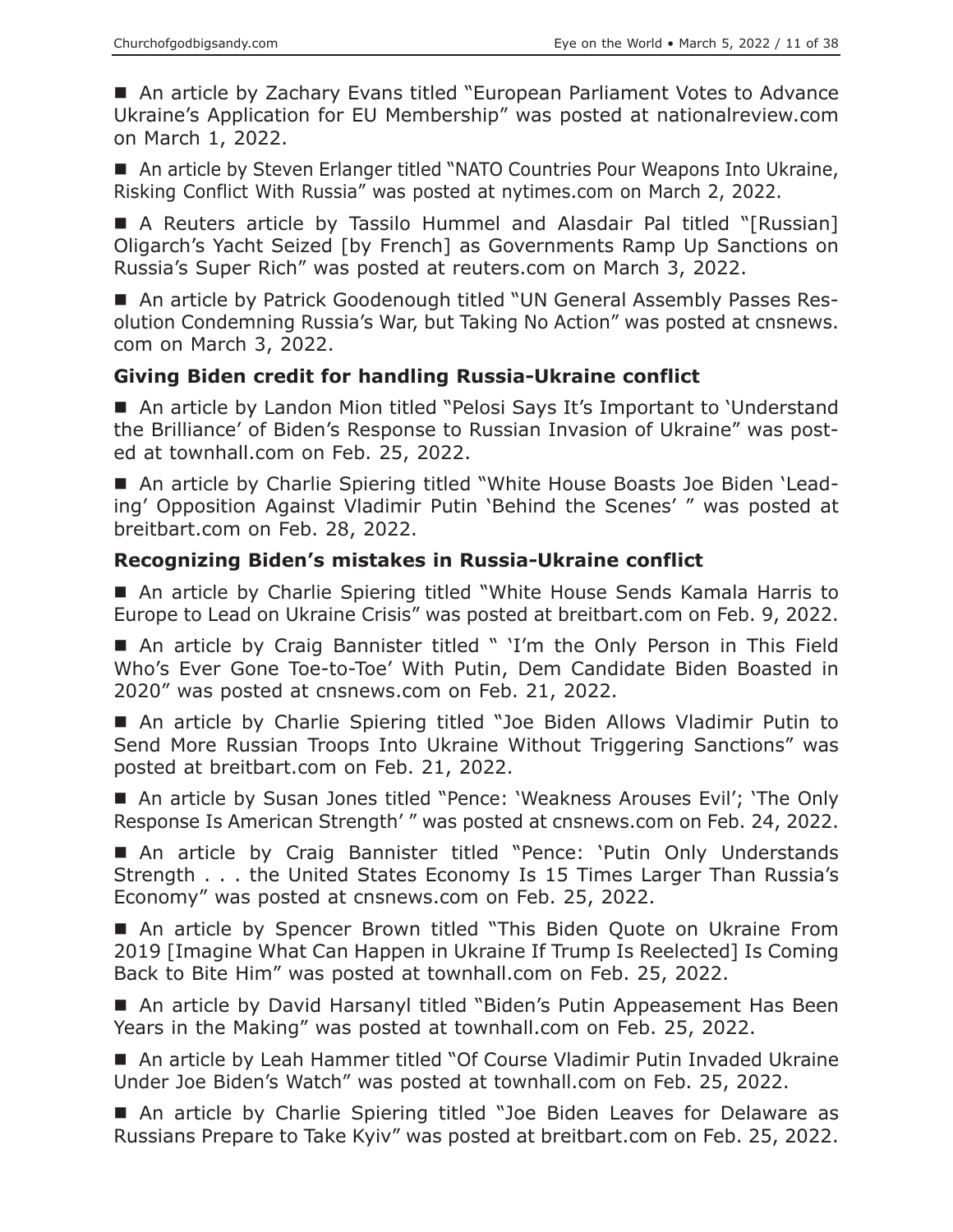■ An article by Zachary Evans titled "European Parliament Votes to Advance Ukraine's Application for EU Membership" was posted at nationalreview.com on March 1, 2022.

■ An article by Steven Erlanger titled "NATO Countries Pour Weapons Into Ukraine, Risking Conflict With Russia" was posted at nytimes.com on March 2, 2022.

■ A Reuters article by Tassilo Hummel and Alasdair Pal titled "[Russian] Oligarch's Yacht Seized [by French] as Governments Ramp Up Sanctions on Russia's Super Rich" was posted at reuters.com on March 3, 2022.

■ An article by Patrick Goodenough titled "UN General Assembly Passes Resolution Condemning Russia's War, but Taking No Action" was posted at cnsnews.com on March 3, 2022.

### Giving Biden credit for handling Russia-Ukraine conflict

■ An article by Landon Mion titled "Pelosi Says It's Important to 'Understand the Brilliance' of Biden's Response to Russian Invasion of Ukraine" was posted at townhall.com on Feb. 25, 2022.

■ An article by Charlie Spiering titled "White House Boasts Joe Biden 'Leading' Opposition Against Vladimir Putin 'Behind the Scenes' " was posted at breitbart.com on Feb. 28, 2022.

### Recognizing Biden's mistakes in Russia-Ukraine conflict

■ An article by Charlie Spiering titled "White House Sends Kamala Harris to Europe to Lead on Ukraine Crisis" was posted at breitbart.com on Feb. 9, 2022.

■ An article by Craig Bannister titled " 'I'm the Only Person in This Field Who's Ever Gone Toe-to-Toe' With Putin, Dem Candidate Biden Boasted in 2020" was posted at cnsnews.com on Feb. 21, 2022.

■ An article by Charlie Spiering titled "Joe Biden Allows Vladimir Putin to Send More Russian Troops Into Ukraine Without Triggering Sanctions" was posted at breitbart.com on Feb. 21, 2022.

■ An article by Susan Jones titled "Pence: 'Weakness Arouses Evil'; 'The Only Response Is American Strength' " was posted at cnsnews.com on Feb. 24, 2022.

■ An article by Craig Bannister titled "Pence: 'Putin Only Understands Strength . . . the United States Economy Is 15 Times Larger Than Russia's Economy" was posted at cnsnews.com on Feb. 25, 2022.

■ An article by Spencer Brown titled "This Biden Quote on Ukraine From 2019 [Imagine What Can Happen in Ukraine If Trump Is Reelected] Is Coming Back to Bite Him" was posted at townhall.com on Feb. 25, 2022.

■ An article by David Harsanyl titled "Biden's Putin Appeasement Has Been Years in the Making" was posted at townhall.com on Feb. 25, 2022.

■ An article by Leah Hammer titled "Of Course Vladimir Putin Invaded Ukraine Under Joe Biden's Watch" was posted at townhall.com on Feb. 25, 2022.

■ An article by Charlie Spiering titled "Joe Biden Leaves for Delaware as Russians Prepare to Take Kyiv" was posted at breitbart.com on Feb. 25, 2022.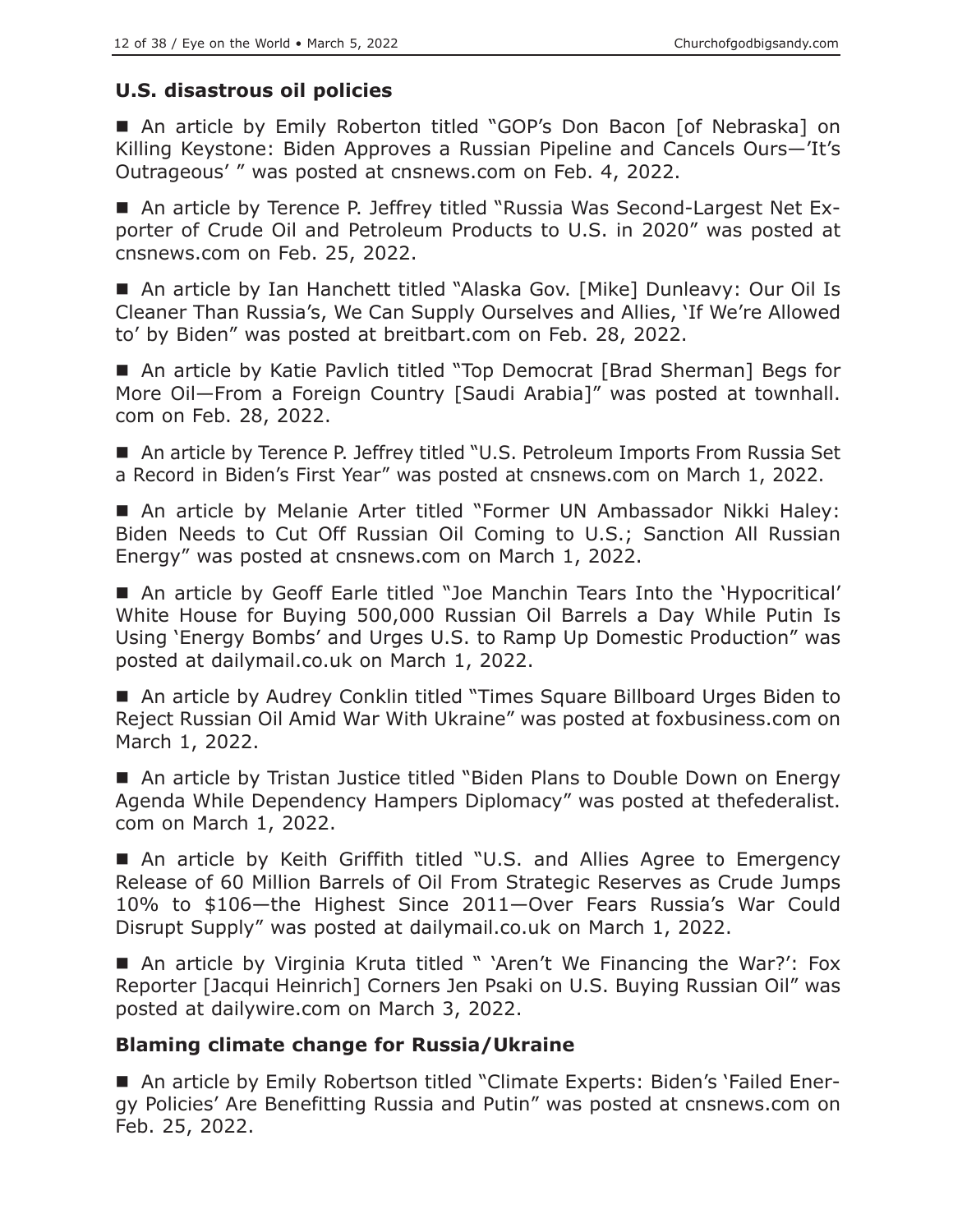## U.S. disastrous oil policies

■ An article by Emily Roberton titled "GOP's Don Bacon [of Nebraska] on Killing Keystone: Biden Approves a Russian Pipeline and Cancels Ours—'It's Outrageous' " was posted at cnsnews.com on Feb. 4, 2022.

■ An article by Terence P. Jeffrey titled "Russia Was Second-Largest Net Exporter of Crude Oil and Petroleum Products to U.S. in 2020" was posted at cnsnews.com on Feb. 25, 2022.

■ An article by Ian Hanchett titled "Alaska Gov. [Mike] Dunleavy: Our Oil Is Cleaner Than Russia's, We Can Supply Ourselves and Allies, 'If We're Allowed to' by Biden" was posted at breitbart.com on Feb. 28, 2022.

■ An article by Katie Pavlich titled "Top Democrat [Brad Sherman] Begs for More Oil—From a Foreign Country [Saudi Arabia]" was posted at townhall.com on Feb. 28, 2022.

■ An article by Terence P. Jeffrey titled "U.S. Petroleum Imports From Russia Set a Record in Biden's First Year" was posted at cnsnews.com on March 1, 2022.

■ An article by Melanie Arter titled "Former UN Ambassador Nikki Haley: Biden Needs to Cut Off Russian Oil Coming to U.S.; Sanction All Russian Energy" was posted at cnsnews.com on March 1, 2022.

■ An article by Geoff Earle titled "Joe Manchin Tears Into the 'Hypocritical' White House for Buying 500,000 Russian Oil Barrels a Day While Putin Is Using 'Energy Bombs' and Urges U.S. to Ramp Up Domestic Production" was posted at dailymail.co.uk on March 1, 2022.

■ An article by Audrey Conklin titled "Times Square Billboard Urges Biden to Reject Russian Oil Amid War With Ukraine" was posted at foxbusiness.com on March 1, 2022.

■ An article by Tristan Justice titled "Biden Plans to Double Down on Energy Agenda While Dependency Hampers Diplomacy" was posted at thefederalist.com on March 1, 2022.

■ An article by Keith Griffith titled "U.S. and Allies Agree to Emergency Release of 60 Million Barrels of Oil From Strategic Reserves as Crude Jumps 10% to $106—the Highest Since 2011—Over Fears Russia's War Could Disrupt Supply" was posted at dailymail.co.uk on March 1, 2022.

■ An article by Virginia Kruta titled " 'Aren't We Financing the War?': Fox Reporter [Jacqui Heinrich] Corners Jen Psaki on U.S. Buying Russian Oil" was posted at dailywire.com on March 3, 2022.

## Blaming climate change for Russia/Ukraine

■ An article by Emily Robertson titled "Climate Experts: Biden's 'Failed Energy Policies' Are Benefitting Russia and Putin" was posted at cnsnews.com on Feb. 25, 2022.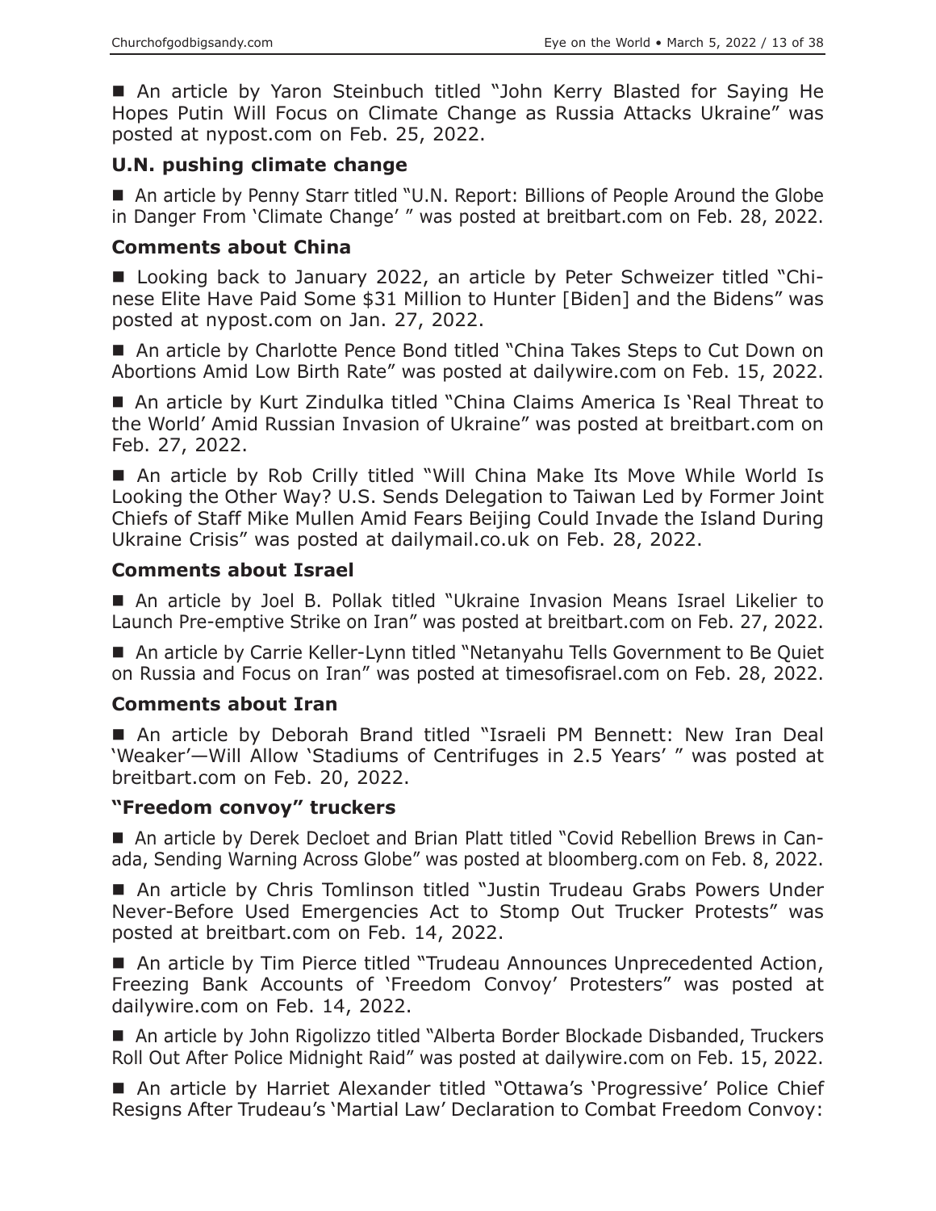■ An article by Yaron Steinbuch titled "John Kerry Blasted for Saying He Hopes Putin Will Focus on Climate Change as Russia Attacks Ukraine" was posted at nypost.com on Feb. 25, 2022.

### U.N. pushing climate change

■ An article by Penny Starr titled "U.N. Report: Billions of People Around the Globe in Danger From 'Climate Change' " was posted at breitbart.com on Feb. 28, 2022.

### Comments about China

■ Looking back to January 2022, an article by Peter Schweizer titled "Chinese Elite Have Paid Some $31 Million to Hunter [Biden] and the Bidens" was posted at nypost.com on Jan. 27, 2022.

■ An article by Charlotte Pence Bond titled "China Takes Steps to Cut Down on Abortions Amid Low Birth Rate" was posted at dailywire.com on Feb. 15, 2022.

■ An article by Kurt Zindulka titled "China Claims America Is 'Real Threat to the World' Amid Russian Invasion of Ukraine" was posted at breitbart.com on Feb. 27, 2022.

■ An article by Rob Crilly titled "Will China Make Its Move While World Is Looking the Other Way? U.S. Sends Delegation to Taiwan Led by Former Joint Chiefs of Staff Mike Mullen Amid Fears Beijing Could Invade the Island During Ukraine Crisis" was posted at dailymail.co.uk on Feb. 28, 2022.

### Comments about Israel

■ An article by Joel B. Pollak titled "Ukraine Invasion Means Israel Likelier to Launch Pre-emptive Strike on Iran" was posted at breitbart.com on Feb. 27, 2022.

■ An article by Carrie Keller-Lynn titled "Netanyahu Tells Government to Be Quiet on Russia and Focus on Iran" was posted at timesofisrael.com on Feb. 28, 2022.

### Comments about Iran

■ An article by Deborah Brand titled "Israeli PM Bennett: New Iran Deal 'Weaker'—Will Allow 'Stadiums of Centrifuges in 2.5 Years' " was posted at breitbart.com on Feb. 20, 2022.

### "Freedom convoy" truckers

■ An article by Derek Decloet and Brian Platt titled "Covid Rebellion Brews in Canada, Sending Warning Across Globe" was posted at bloomberg.com on Feb. 8, 2022.

■ An article by Chris Tomlinson titled "Justin Trudeau Grabs Powers Under Never-Before Used Emergencies Act to Stomp Out Trucker Protests" was posted at breitbart.com on Feb. 14, 2022.

■ An article by Tim Pierce titled "Trudeau Announces Unprecedented Action, Freezing Bank Accounts of 'Freedom Convoy' Protesters" was posted at dailywire.com on Feb. 14, 2022.

■ An article by John Rigolizzo titled "Alberta Border Blockade Disbanded, Truckers Roll Out After Police Midnight Raid" was posted at dailywire.com on Feb. 15, 2022.

■ An article by Harriet Alexander titled "Ottawa's 'Progressive' Police Chief Resigns After Trudeau's 'Martial Law' Declaration to Combat Freedom Convoy: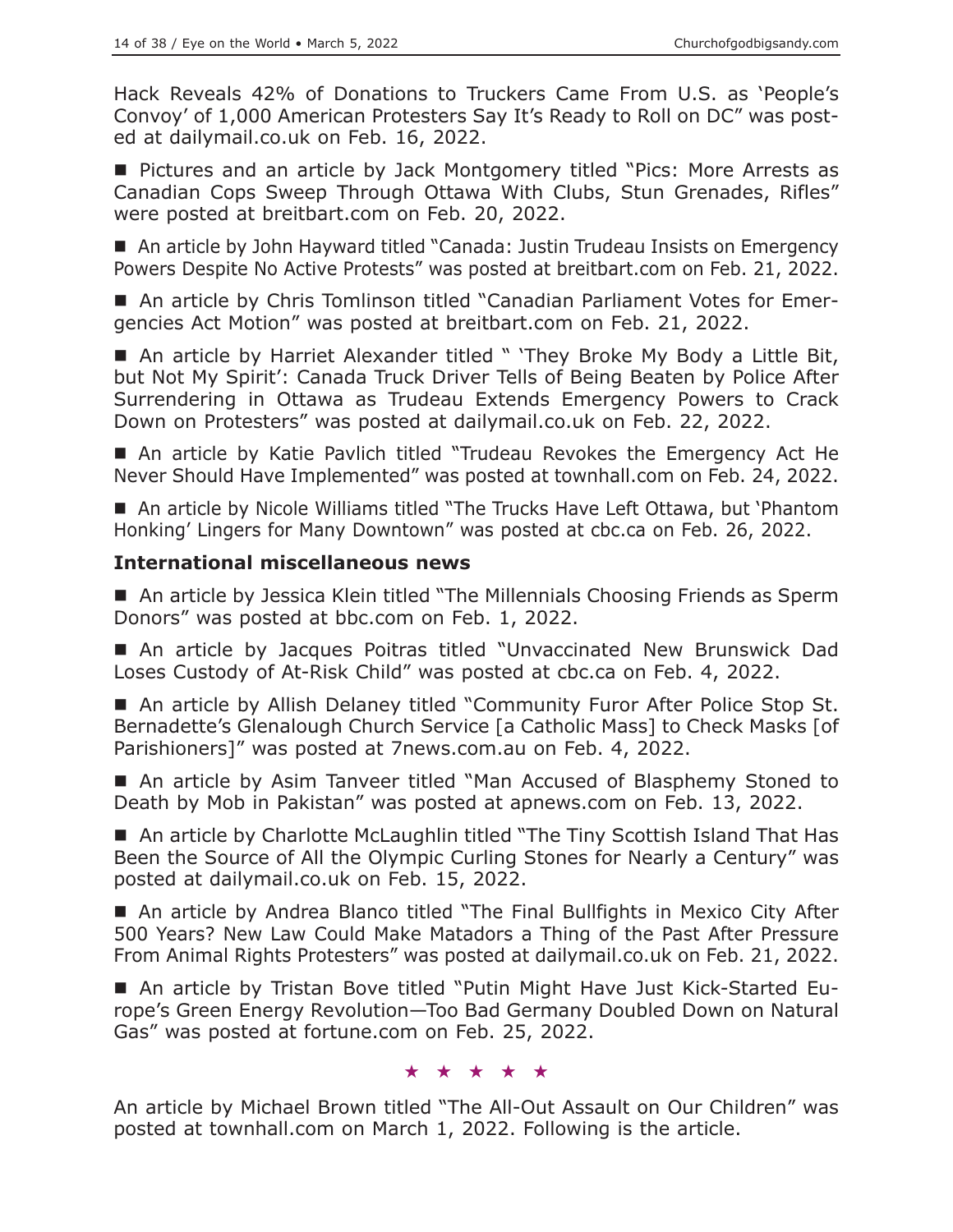Hack Reveals 42% of Donations to Truckers Came From U.S. as 'People's Convoy' of 1,000 American Protesters Say It's Ready to Roll on DC" was posted at dailymail.co.uk on Feb. 16, 2022.

■ Pictures and an article by Jack Montgomery titled "Pics: More Arrests as Canadian Cops Sweep Through Ottawa With Clubs, Stun Grenades, Rifles" were posted at breitbart.com on Feb. 20, 2022.

■ An article by John Hayward titled "Canada: Justin Trudeau Insists on Emergency Powers Despite No Active Protests" was posted at breitbart.com on Feb. 21, 2022.

■ An article by Chris Tomlinson titled "Canadian Parliament Votes for Emergencies Act Motion" was posted at breitbart.com on Feb. 21, 2022.

■ An article by Harriet Alexander titled " 'They Broke My Body a Little Bit, but Not My Spirit': Canada Truck Driver Tells of Being Beaten by Police After Surrendering in Ottawa as Trudeau Extends Emergency Powers to Crack Down on Protesters" was posted at dailymail.co.uk on Feb. 22, 2022.

■ An article by Katie Pavlich titled "Trudeau Revokes the Emergency Act He Never Should Have Implemented" was posted at townhall.com on Feb. 24, 2022.

■ An article by Nicole Williams titled "The Trucks Have Left Ottawa, but 'Phantom Honking' Lingers for Many Downtown" was posted at cbc.ca on Feb. 26, 2022.

### International miscellaneous news

■ An article by Jessica Klein titled "The Millennials Choosing Friends as Sperm Donors" was posted at bbc.com on Feb. 1, 2022.

■ An article by Jacques Poitras titled "Unvaccinated New Brunswick Dad Loses Custody of At-Risk Child" was posted at cbc.ca on Feb. 4, 2022.

■ An article by Allish Delaney titled "Community Furor After Police Stop St. Bernadette's Glenalough Church Service [a Catholic Mass] to Check Masks [of Parishioners]" was posted at 7news.com.au on Feb. 4, 2022.

■ An article by Asim Tanveer titled "Man Accused of Blasphemy Stoned to Death by Mob in Pakistan" was posted at apnews.com on Feb. 13, 2022.

■ An article by Charlotte McLaughlin titled "The Tiny Scottish Island That Has Been the Source of All the Olympic Curling Stones for Nearly a Century" was posted at dailymail.co.uk on Feb. 15, 2022.

■ An article by Andrea Blanco titled "The Final Bullfights in Mexico City After 500 Years? New Law Could Make Matadors a Thing of the Past After Pressure From Animal Rights Protesters" was posted at dailymail.co.uk on Feb. 21, 2022.

■ An article by Tristan Bove titled "Putin Might Have Just Kick-Started Europe's Green Energy Revolution—Too Bad Germany Doubled Down on Natural Gas" was posted at fortune.com on Feb. 25, 2022.

★ ★ ★ ★ ★

An article by Michael Brown titled "The All-Out Assault on Our Children" was posted at townhall.com on March 1, 2022. Following is the article.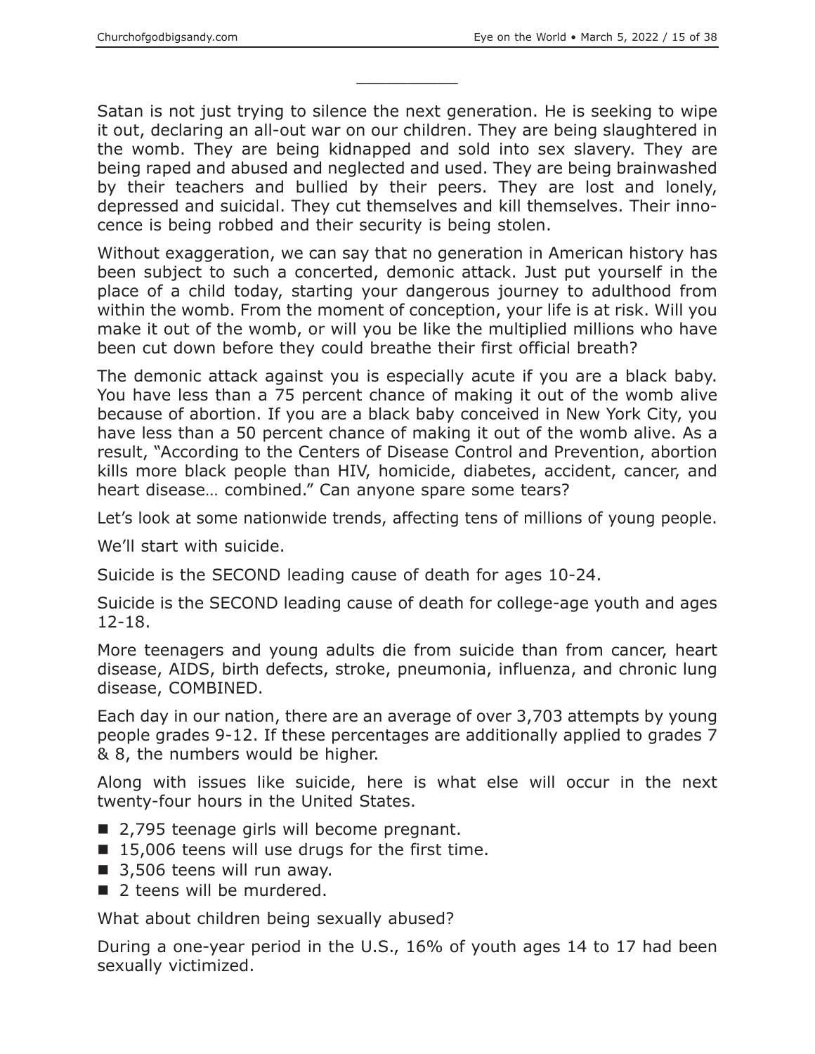___________

Satan is not just trying to silence the next generation. He is seeking to wipe it out, declaring an all-out war on our children. They are being slaughtered in the womb. They are being kidnapped and sold into sex slavery. They are being raped and abused and neglected and used. They are being brainwashed by their teachers and bullied by their peers. They are lost and lonely, depressed and suicidal. They cut themselves and kill themselves. Their innocence is being robbed and their security is being stolen.

Without exaggeration, we can say that no generation in American history has been subject to such a concerted, demonic attack. Just put yourself in the place of a child today, starting your dangerous journey to adulthood from within the womb. From the moment of conception, your life is at risk. Will you make it out of the womb, or will you be like the multiplied millions who have been cut down before they could breathe their first official breath?

The demonic attack against you is especially acute if you are a black baby. You have less than a 75 percent chance of making it out of the womb alive because of abortion. If you are a black baby conceived in New York City, you have less than a 50 percent chance of making it out of the womb alive. As a result, "According to the Centers of Disease Control and Prevention, abortion kills more black people than HIV, homicide, diabetes, accident, cancer, and heart disease… combined." Can anyone spare some tears?

Let's look at some nationwide trends, affecting tens of millions of young people.

We'll start with suicide.

Suicide is the SECOND leading cause of death for ages 10-24.

Suicide is the SECOND leading cause of death for college-age youth and ages 12-18.

More teenagers and young adults die from suicide than from cancer, heart disease, AIDS, birth defects, stroke, pneumonia, influenza, and chronic lung disease, COMBINED.

Each day in our nation, there are an average of over 3,703 attempts by young people grades 9-12. If these percentages are additionally applied to grades 7 & 8, the numbers would be higher.

Along with issues like suicide, here is what else will occur in the next twenty-four hours in the United States.

- 2,795 teenage girls will become pregnant.
- 15,006 teens will use drugs for the first time.
- 3,506 teens will run away.
- 2 teens will be murdered.

What about children being sexually abused?

During a one-year period in the U.S., 16% of youth ages 14 to 17 had been sexually victimized.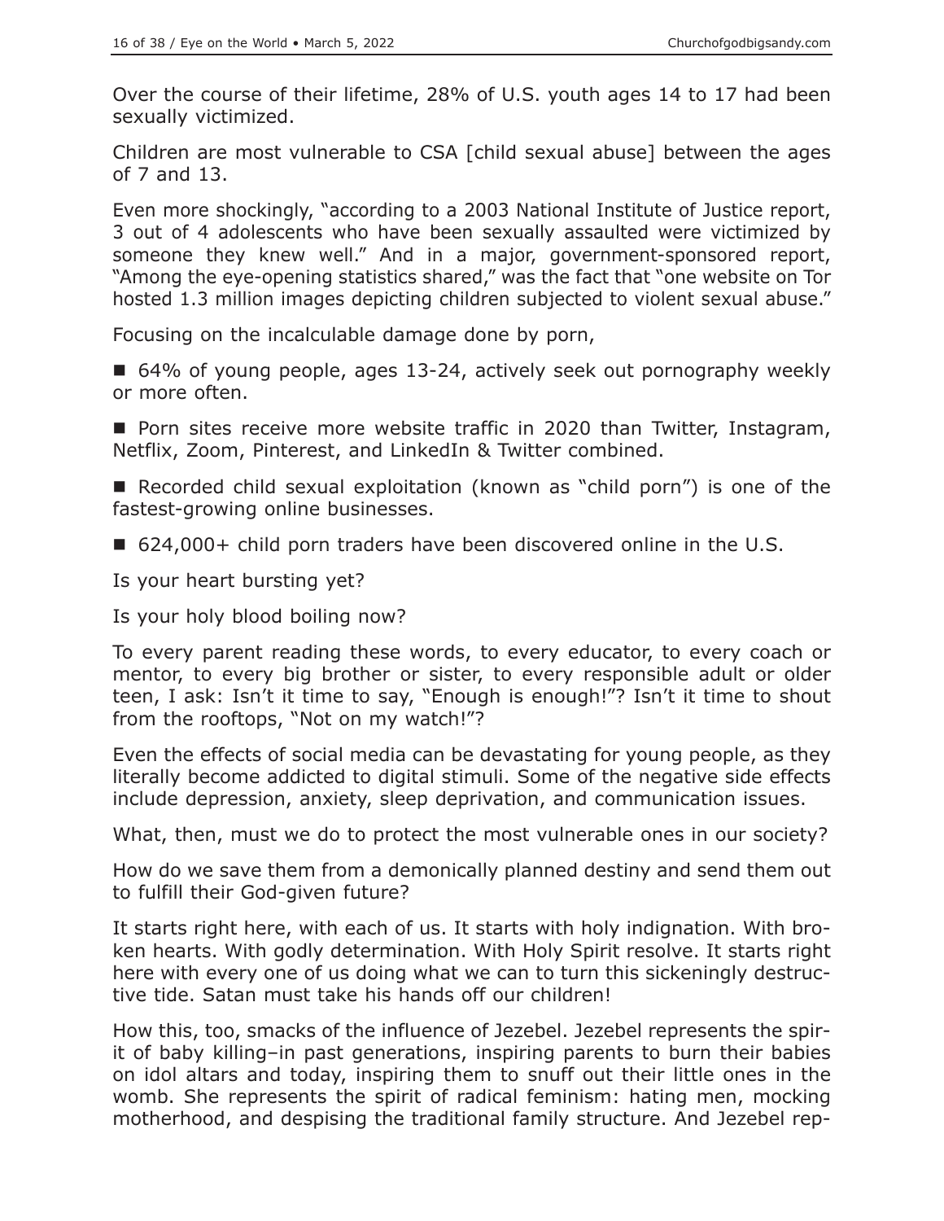Over the course of their lifetime, 28% of U.S. youth ages 14 to 17 had been sexually victimized.

Children are most vulnerable to CSA [child sexual abuse] between the ages of 7 and 13.

Even more shockingly, "according to a 2003 National Institute of Justice report, 3 out of 4 adolescents who have been sexually assaulted were victimized by someone they knew well." And in a major, government-sponsored report, "Among the eye-opening statistics shared," was the fact that "one website on Tor hosted 1.3 million images depicting children subjected to violent sexual abuse."

Focusing on the incalculable damage done by porn,

- 64% of young people, ages 13-24, actively seek out pornography weekly or more often.
- Porn sites receive more website traffic in 2020 than Twitter, Instagram, Netflix, Zoom, Pinterest, and LinkedIn & Twitter combined.
- Recorded child sexual exploitation (known as "child porn") is one of the fastest-growing online businesses.
- 624,000+ child porn traders have been discovered online in the U.S.

Is your heart bursting yet?

Is your holy blood boiling now?

To every parent reading these words, to every educator, to every coach or mentor, to every big brother or sister, to every responsible adult or older teen, I ask: Isn't it time to say, "Enough is enough!"? Isn't it time to shout from the rooftops, "Not on my watch!"?

Even the effects of social media can be devastating for young people, as they literally become addicted to digital stimuli. Some of the negative side effects include depression, anxiety, sleep deprivation, and communication issues.

What, then, must we do to protect the most vulnerable ones in our society?

How do we save them from a demonically planned destiny and send them out to fulfill their God-given future?

It starts right here, with each of us. It starts with holy indignation. With broken hearts. With godly determination. With Holy Spirit resolve. It starts right here with every one of us doing what we can to turn this sickeningly destructive tide. Satan must take his hands off our children!

How this, too, smacks of the influence of Jezebel. Jezebel represents the spirit of baby killing–in past generations, inspiring parents to burn their babies on idol altars and today, inspiring them to snuff out their little ones in the womb. She represents the spirit of radical feminism: hating men, mocking motherhood, and despising the traditional family structure. And Jezebel rep-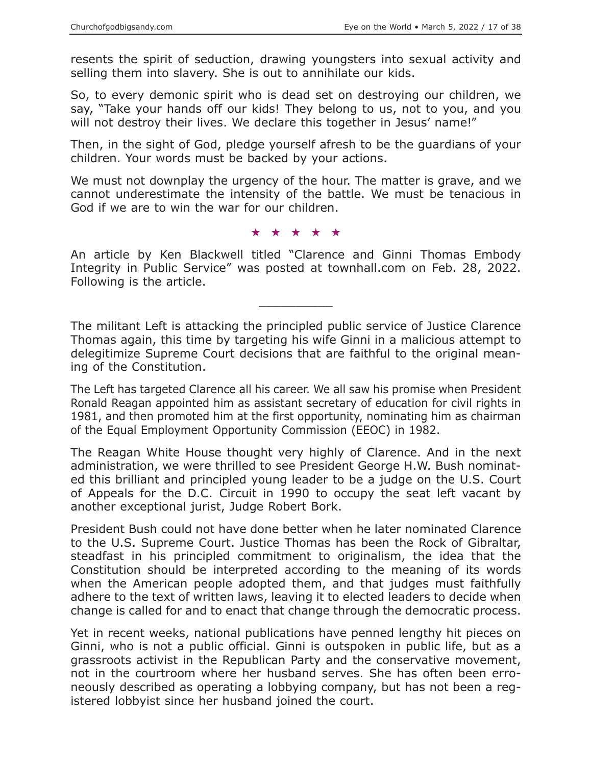resents the spirit of seduction, drawing youngsters into sexual activity and selling them into slavery. She is out to annihilate our kids.

So, to every demonic spirit who is dead set on destroying our children, we say, "Take your hands off our kids! They belong to us, not to you, and you will not destroy their lives. We declare this together in Jesus' name!"

Then, in the sight of God, pledge yourself afresh to be the guardians of your children. Your words must be backed by your actions.

We must not downplay the urgency of the hour. The matter is grave, and we cannot underestimate the intensity of the battle. We must be tenacious in God if we are to win the war for our children.

★ ★ ★ ★ ★

An article by Ken Blackwell titled "Clarence and Ginni Thomas Embody Integrity in Public Service" was posted at townhall.com on Feb. 28, 2022. Following is the article.

---

The militant Left is attacking the principled public service of Justice Clarence Thomas again, this time by targeting his wife Ginni in a malicious attempt to delegitimize Supreme Court decisions that are faithful to the original meaning of the Constitution.

The Left has targeted Clarence all his career. We all saw his promise when President Ronald Reagan appointed him as assistant secretary of education for civil rights in 1981, and then promoted him at the first opportunity, nominating him as chairman of the Equal Employment Opportunity Commission (EEOC) in 1982.

The Reagan White House thought very highly of Clarence. And in the next administration, we were thrilled to see President George H.W. Bush nominated this brilliant and principled young leader to be a judge on the U.S. Court of Appeals for the D.C. Circuit in 1990 to occupy the seat left vacant by another exceptional jurist, Judge Robert Bork.

President Bush could not have done better when he later nominated Clarence to the U.S. Supreme Court. Justice Thomas has been the Rock of Gibraltar, steadfast in his principled commitment to originalism, the idea that the Constitution should be interpreted according to the meaning of its words when the American people adopted them, and that judges must faithfully adhere to the text of written laws, leaving it to elected leaders to decide when change is called for and to enact that change through the democratic process.

Yet in recent weeks, national publications have penned lengthy hit pieces on Ginni, who is not a public official. Ginni is outspoken in public life, but as a grassroots activist in the Republican Party and the conservative movement, not in the courtroom where her husband serves. She has often been erroneously described as operating a lobbying company, but has not been a registered lobbyist since her husband joined the court.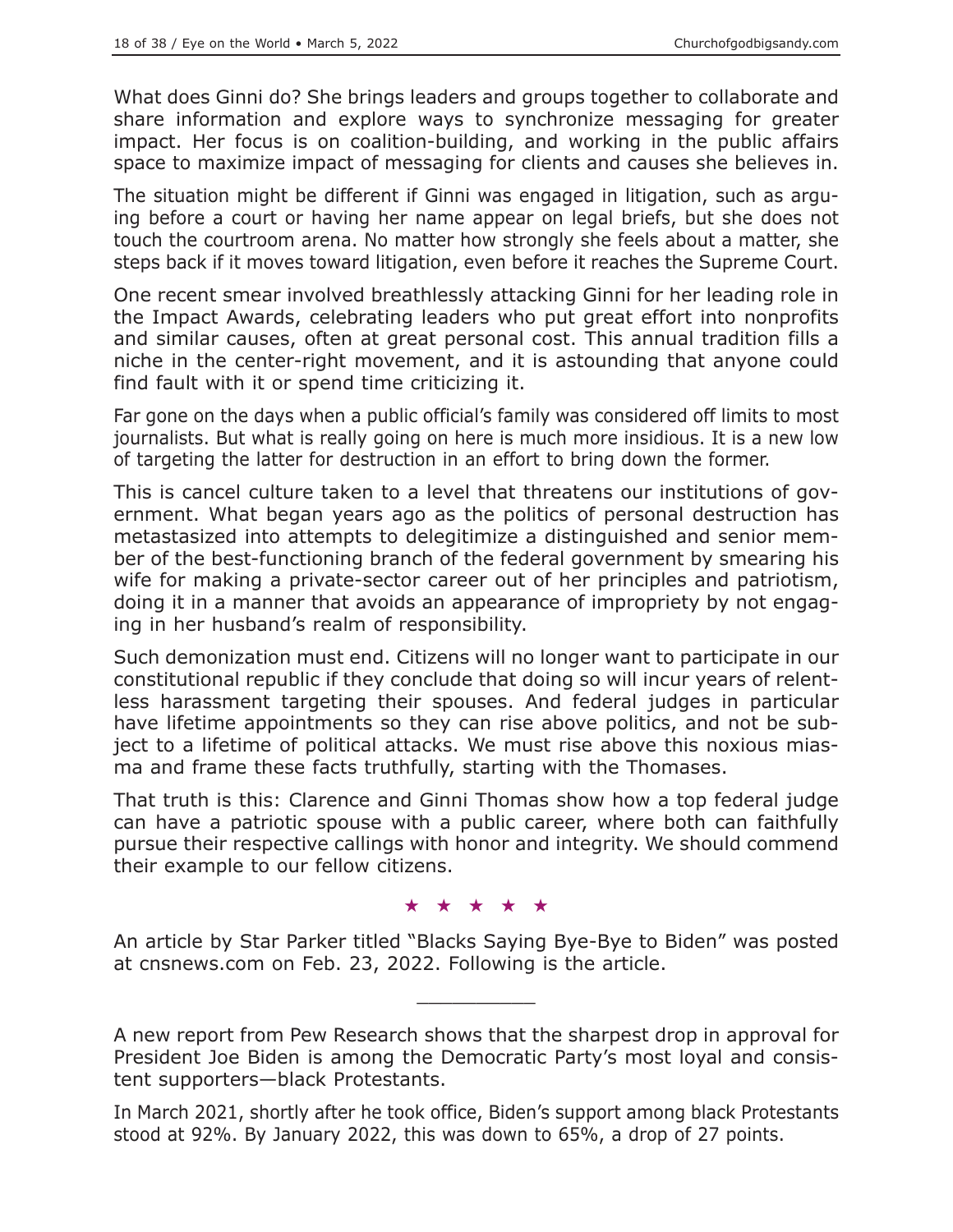What does Ginni do? She brings leaders and groups together to collaborate and share information and explore ways to synchronize messaging for greater impact. Her focus is on coalition-building, and working in the public affairs space to maximize impact of messaging for clients and causes she believes in.

The situation might be different if Ginni was engaged in litigation, such as arguing before a court or having her name appear on legal briefs, but she does not touch the courtroom arena. No matter how strongly she feels about a matter, she steps back if it moves toward litigation, even before it reaches the Supreme Court.

One recent smear involved breathlessly attacking Ginni for her leading role in the Impact Awards, celebrating leaders who put great effort into nonprofits and similar causes, often at great personal cost. This annual tradition fills a niche in the center-right movement, and it is astounding that anyone could find fault with it or spend time criticizing it.

Far gone on the days when a public official's family was considered off limits to most journalists. But what is really going on here is much more insidious. It is a new low of targeting the latter for destruction in an effort to bring down the former.

This is cancel culture taken to a level that threatens our institutions of government. What began years ago as the politics of personal destruction has metastasized into attempts to delegitimize a distinguished and senior member of the best-functioning branch of the federal government by smearing his wife for making a private-sector career out of her principles and patriotism, doing it in a manner that avoids an appearance of impropriety by not engaging in her husband's realm of responsibility.

Such demonization must end. Citizens will no longer want to participate in our constitutional republic if they conclude that doing so will incur years of relentless harassment targeting their spouses. And federal judges in particular have lifetime appointments so they can rise above politics, and not be subject to a lifetime of political attacks. We must rise above this noxious miasma and frame these facts truthfully, starting with the Thomases.

That truth is this: Clarence and Ginni Thomas show how a top federal judge can have a patriotic spouse with a public career, where both can faithfully pursue their respective callings with honor and integrity. We should commend their example to our fellow citizens.

★ ★ ★ ★ ★

An article by Star Parker titled "Blacks Saying Bye-Bye to Biden" was posted at cnsnews.com on Feb. 23, 2022. Following is the article.

---

A new report from Pew Research shows that the sharpest drop in approval for President Joe Biden is among the Democratic Party's most loyal and consistent supporters—black Protestants.

In March 2021, shortly after he took office, Biden's support among black Protestants stood at 92%. By January 2022, this was down to 65%, a drop of 27 points.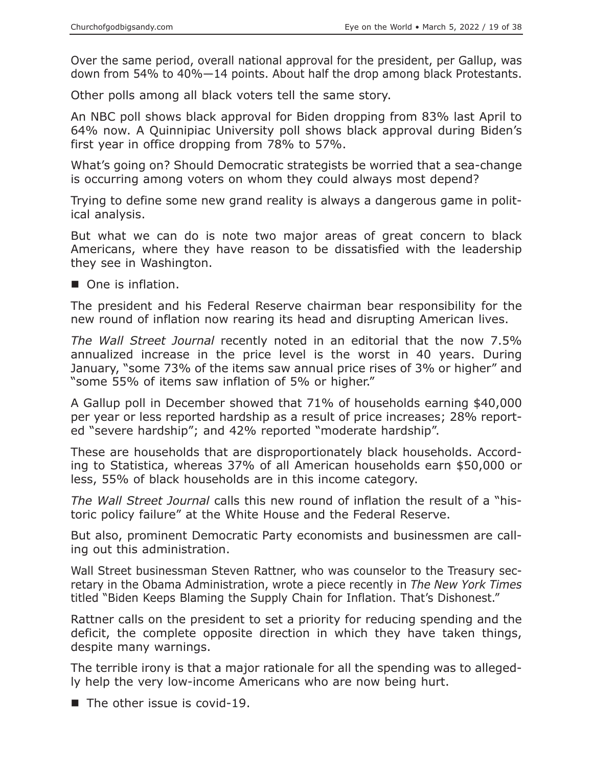Over the same period, overall national approval for the president, per Gallup, was down from 54% to 40%—14 points. About half the drop among black Protestants.

Other polls among all black voters tell the same story.

An NBC poll shows black approval for Biden dropping from 83% last April to 64% now. A Quinnipiac University poll shows black approval during Biden's first year in office dropping from 78% to 57%.

What's going on? Should Democratic strategists be worried that a sea-change is occurring among voters on whom they could always most depend?

Trying to define some new grand reality is always a dangerous game in political analysis.

But what we can do is note two major areas of great concern to black Americans, where they have reason to be dissatisfied with the leadership they see in Washington.

- One is inflation.

The president and his Federal Reserve chairman bear responsibility for the new round of inflation now rearing its head and disrupting American lives.

*The Wall Street Journal* recently noted in an editorial that the now 7.5% annualized increase in the price level is the worst in 40 years. During January, "some 73% of the items saw annual price rises of 3% or higher" and "some 55% of items saw inflation of 5% or higher."

A Gallup poll in December showed that 71% of households earning $40,000 per year or less reported hardship as a result of price increases; 28% reported "severe hardship"; and 42% reported "moderate hardship".

These are households that are disproportionately black households. According to Statistica, whereas 37% of all American households earn $50,000 or less, 55% of black households are in this income category.

*The Wall Street Journal* calls this new round of inflation the result of a "historic policy failure" at the White House and the Federal Reserve.

But also, prominent Democratic Party economists and businessmen are calling out this administration.

Wall Street businessman Steven Rattner, who was counselor to the Treasury secretary in the Obama Administration, wrote a piece recently in *The New York Times* titled "Biden Keeps Blaming the Supply Chain for Inflation. That's Dishonest."

Rattner calls on the president to set a priority for reducing spending and the deficit, the complete opposite direction in which they have taken things, despite many warnings.

The terrible irony is that a major rationale for all the spending was to allegedly help the very low-income Americans who are now being hurt.

- The other issue is covid-19.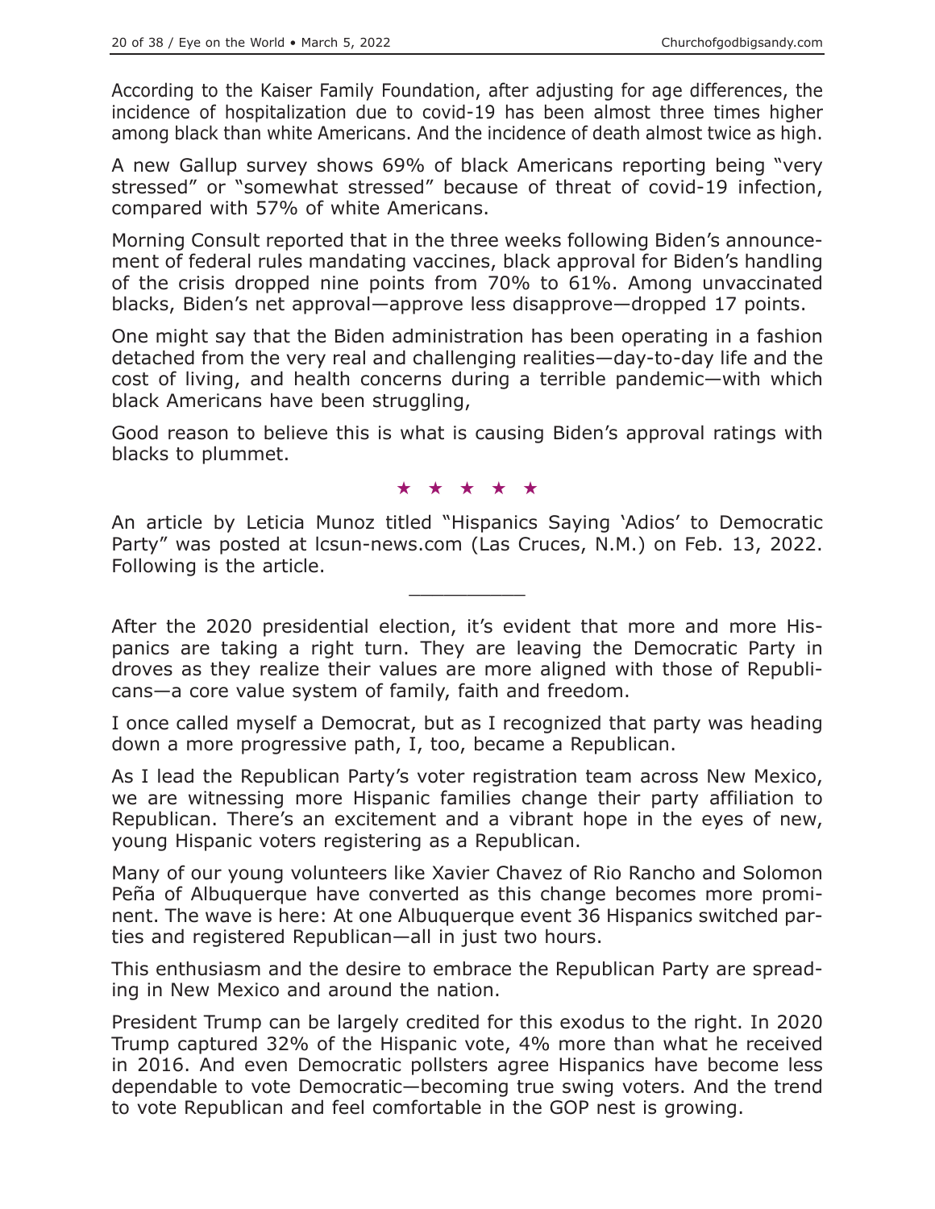According to the Kaiser Family Foundation, after adjusting for age differences, the incidence of hospitalization due to covid-19 has been almost three times higher among black than white Americans. And the incidence of death almost twice as high.

A new Gallup survey shows 69% of black Americans reporting being "very stressed" or "somewhat stressed" because of threat of covid-19 infection, compared with 57% of white Americans.

Morning Consult reported that in the three weeks following Biden's announcement of federal rules mandating vaccines, black approval for Biden's handling of the crisis dropped nine points from 70% to 61%. Among unvaccinated blacks, Biden's net approval—approve less disapprove—dropped 17 points.

One might say that the Biden administration has been operating in a fashion detached from the very real and challenging realities—day-to-day life and the cost of living, and health concerns during a terrible pandemic—with which black Americans have been struggling,

Good reason to believe this is what is causing Biden's approval ratings with blacks to plummet.

★ ★ ★ ★ ★

An article by Leticia Munoz titled "Hispanics Saying 'Adios' to Democratic Party" was posted at lcsun-news.com (Las Cruces, N.M.) on Feb. 13, 2022. Following is the article.

---

After the 2020 presidential election, it's evident that more and more Hispanics are taking a right turn. They are leaving the Democratic Party in droves as they realize their values are more aligned with those of Republicans—a core value system of family, faith and freedom.

I once called myself a Democrat, but as I recognized that party was heading down a more progressive path, I, too, became a Republican.

As I lead the Republican Party's voter registration team across New Mexico, we are witnessing more Hispanic families change their party affiliation to Republican. There's an excitement and a vibrant hope in the eyes of new, young Hispanic voters registering as a Republican.

Many of our young volunteers like Xavier Chavez of Rio Rancho and Solomon Peña of Albuquerque have converted as this change becomes more prominent. The wave is here: At one Albuquerque event 36 Hispanics switched parties and registered Republican—all in just two hours.

This enthusiasm and the desire to embrace the Republican Party are spreading in New Mexico and around the nation.

President Trump can be largely credited for this exodus to the right. In 2020 Trump captured 32% of the Hispanic vote, 4% more than what he received in 2016. And even Democratic pollsters agree Hispanics have become less dependable to vote Democratic—becoming true swing voters. And the trend to vote Republican and feel comfortable in the GOP nest is growing.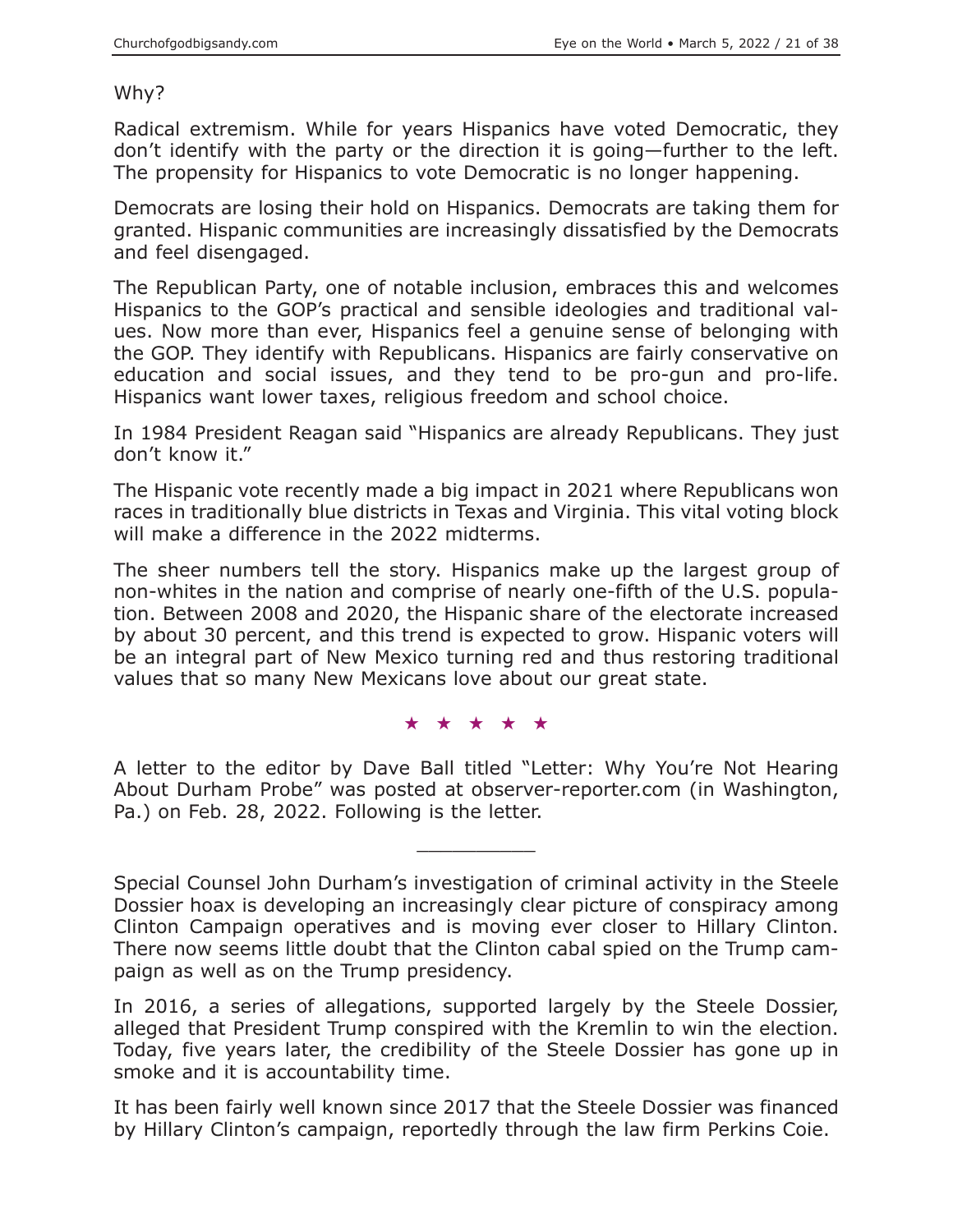Why?

Radical extremism. While for years Hispanics have voted Democratic, they don't identify with the party or the direction it is going—further to the left. The propensity for Hispanics to vote Democratic is no longer happening.

Democrats are losing their hold on Hispanics. Democrats are taking them for granted. Hispanic communities are increasingly dissatisfied by the Democrats and feel disengaged.

The Republican Party, one of notable inclusion, embraces this and welcomes Hispanics to the GOP's practical and sensible ideologies and traditional values. Now more than ever, Hispanics feel a genuine sense of belonging with the GOP. They identify with Republicans. Hispanics are fairly conservative on education and social issues, and they tend to be pro-gun and pro-life. Hispanics want lower taxes, religious freedom and school choice.

In 1984 President Reagan said "Hispanics are already Republicans. They just don't know it."

The Hispanic vote recently made a big impact in 2021 where Republicans won races in traditionally blue districts in Texas and Virginia. This vital voting block will make a difference in the 2022 midterms.

The sheer numbers tell the story. Hispanics make up the largest group of non-whites in the nation and comprise of nearly one-fifth of the U.S. population. Between 2008 and 2020, the Hispanic share of the electorate increased by about 30 percent, and this trend is expected to grow. Hispanic voters will be an integral part of New Mexico turning red and thus restoring traditional values that so many New Mexicans love about our great state.

★ ★ ★ ★ ★

A letter to the editor by Dave Ball titled "Letter: Why You're Not Hearing About Durham Probe" was posted at observer-reporter.com (in Washington, Pa.) on Feb. 28, 2022. Following is the letter.

---

Special Counsel John Durham's investigation of criminal activity in the Steele Dossier hoax is developing an increasingly clear picture of conspiracy among Clinton Campaign operatives and is moving ever closer to Hillary Clinton. There now seems little doubt that the Clinton cabal spied on the Trump campaign as well as on the Trump presidency.

In 2016, a series of allegations, supported largely by the Steele Dossier, alleged that President Trump conspired with the Kremlin to win the election. Today, five years later, the credibility of the Steele Dossier has gone up in smoke and it is accountability time.

It has been fairly well known since 2017 that the Steele Dossier was financed by Hillary Clinton's campaign, reportedly through the law firm Perkins Coie.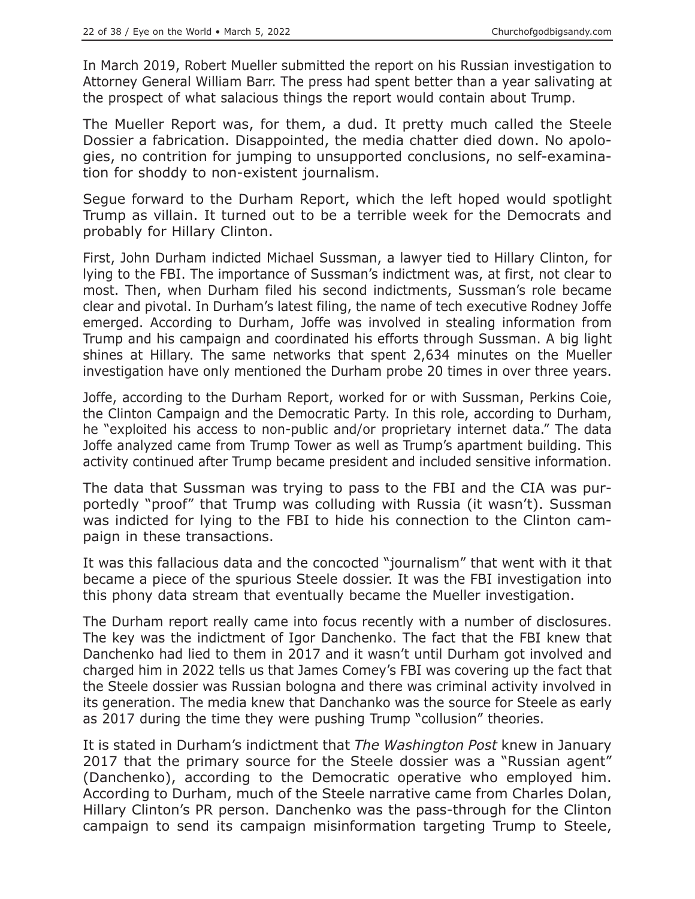In March 2019, Robert Mueller submitted the report on his Russian investigation to Attorney General William Barr. The press had spent better than a year salivating at the prospect of what salacious things the report would contain about Trump.

The Mueller Report was, for them, a dud. It pretty much called the Steele Dossier a fabrication. Disappointed, the media chatter died down. No apologies, no contrition for jumping to unsupported conclusions, no self-examination for shoddy to non-existent journalism.

Segue forward to the Durham Report, which the left hoped would spotlight Trump as villain. It turned out to be a terrible week for the Democrats and probably for Hillary Clinton.

First, John Durham indicted Michael Sussman, a lawyer tied to Hillary Clinton, for lying to the FBI. The importance of Sussman's indictment was, at first, not clear to most. Then, when Durham filed his second indictments, Sussman's role became clear and pivotal. In Durham's latest filing, the name of tech executive Rodney Joffe emerged. According to Durham, Joffe was involved in stealing information from Trump and his campaign and coordinated his efforts through Sussman. A big light shines at Hillary. The same networks that spent 2,634 minutes on the Mueller investigation have only mentioned the Durham probe 20 times in over three years.

Joffe, according to the Durham Report, worked for or with Sussman, Perkins Coie, the Clinton Campaign and the Democratic Party. In this role, according to Durham, he "exploited his access to non-public and/or proprietary internet data." The data Joffe analyzed came from Trump Tower as well as Trump's apartment building. This activity continued after Trump became president and included sensitive information.

The data that Sussman was trying to pass to the FBI and the CIA was purportedly "proof" that Trump was colluding with Russia (it wasn't). Sussman was indicted for lying to the FBI to hide his connection to the Clinton campaign in these transactions.

It was this fallacious data and the concocted "journalism" that went with it that became a piece of the spurious Steele dossier. It was the FBI investigation into this phony data stream that eventually became the Mueller investigation.

The Durham report really came into focus recently with a number of disclosures. The key was the indictment of Igor Danchenko. The fact that the FBI knew that Danchenko had lied to them in 2017 and it wasn't until Durham got involved and charged him in 2022 tells us that James Comey's FBI was covering up the fact that the Steele dossier was Russian bologna and there was criminal activity involved in its generation. The media knew that Danchanko was the source for Steele as early as 2017 during the time they were pushing Trump "collusion" theories.

It is stated in Durham's indictment that *The Washington Post* knew in January 2017 that the primary source for the Steele dossier was a "Russian agent" (Danchenko), according to the Democratic operative who employed him. According to Durham, much of the Steele narrative came from Charles Dolan, Hillary Clinton's PR person. Danchenko was the pass-through for the Clinton campaign to send its campaign misinformation targeting Trump to Steele,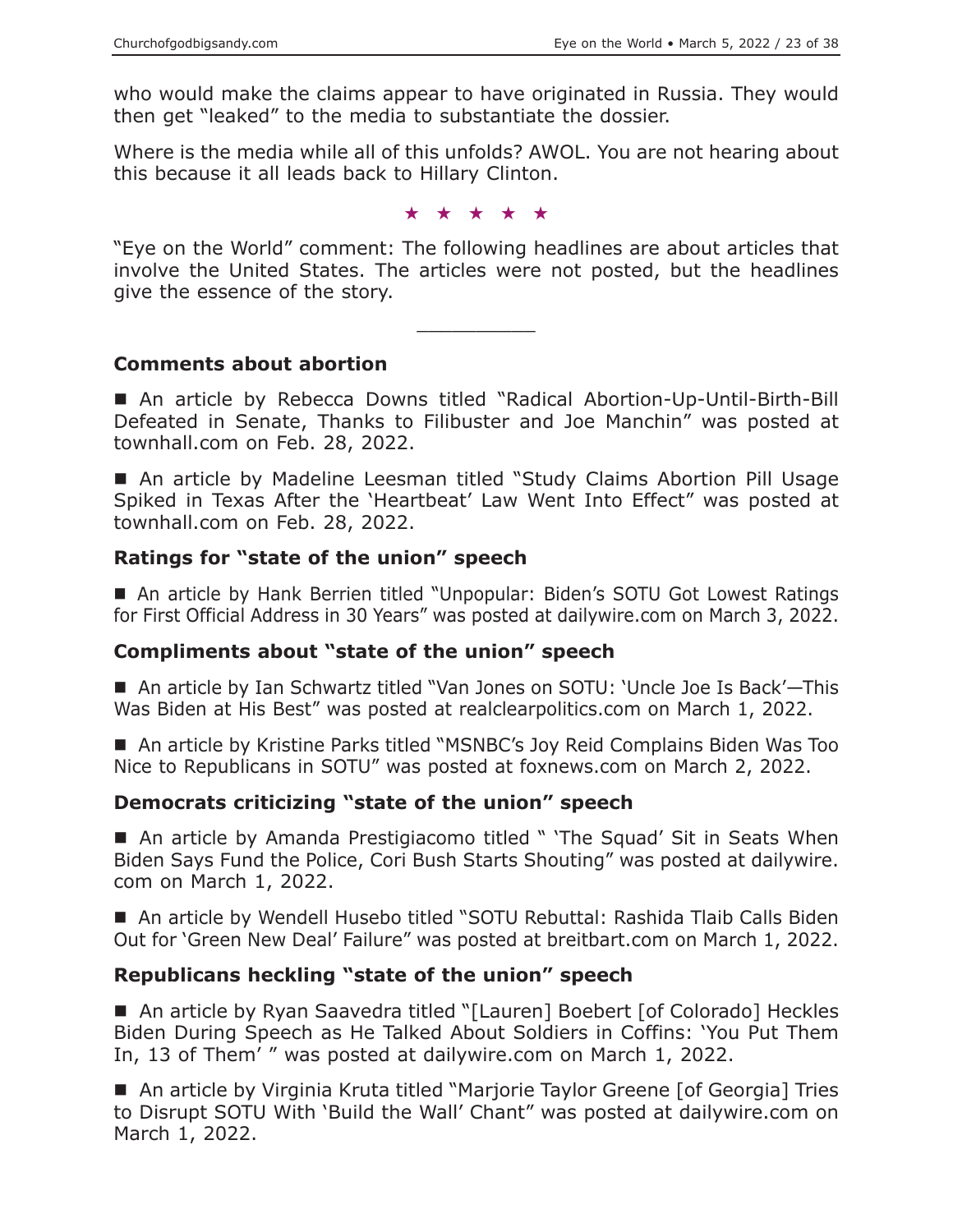who would make the claims appear to have originated in Russia. They would then get "leaked" to the media to substantiate the dossier.

Where is the media while all of this unfolds? AWOL. You are not hearing about this because it all leads back to Hillary Clinton.

★ ★ ★ ★ ★

"Eye on the World" comment: The following headlines are about articles that involve the United States. The articles were not posted, but the headlines give the essence of the story.

---

### Comments about abortion

■ An article by Rebecca Downs titled "Radical Abortion-Up-Until-Birth-Bill Defeated in Senate, Thanks to Filibuster and Joe Manchin" was posted at townhall.com on Feb. 28, 2022.

■ An article by Madeline Leesman titled "Study Claims Abortion Pill Usage Spiked in Texas After the 'Heartbeat' Law Went Into Effect" was posted at townhall.com on Feb. 28, 2022.

### Ratings for "state of the union" speech

■ An article by Hank Berrien titled "Unpopular: Biden's SOTU Got Lowest Ratings for First Official Address in 30 Years" was posted at dailywire.com on March 3, 2022.

### Compliments about "state of the union" speech

■ An article by Ian Schwartz titled "Van Jones on SOTU: 'Uncle Joe Is Back'—This Was Biden at His Best" was posted at realclearpolitics.com on March 1, 2022.

■ An article by Kristine Parks titled "MSNBC's Joy Reid Complains Biden Was Too Nice to Republicans in SOTU" was posted at foxnews.com on March 2, 2022.

### Democrats criticizing "state of the union" speech

■ An article by Amanda Prestigiacomo titled " 'The Squad' Sit in Seats When Biden Says Fund the Police, Cori Bush Starts Shouting" was posted at dailywire.com on March 1, 2022.

■ An article by Wendell Husebo titled "SOTU Rebuttal: Rashida Tlaib Calls Biden Out for 'Green New Deal' Failure" was posted at breitbart.com on March 1, 2022.

### Republicans heckling "state of the union" speech

■ An article by Ryan Saavedra titled "[Lauren] Boebert [of Colorado] Heckles Biden During Speech as He Talked About Soldiers in Coffins: 'You Put Them In, 13 of Them' " was posted at dailywire.com on March 1, 2022.

■ An article by Virginia Kruta titled "Marjorie Taylor Greene [of Georgia] Tries to Disrupt SOTU With 'Build the Wall' Chant" was posted at dailywire.com on March 1, 2022.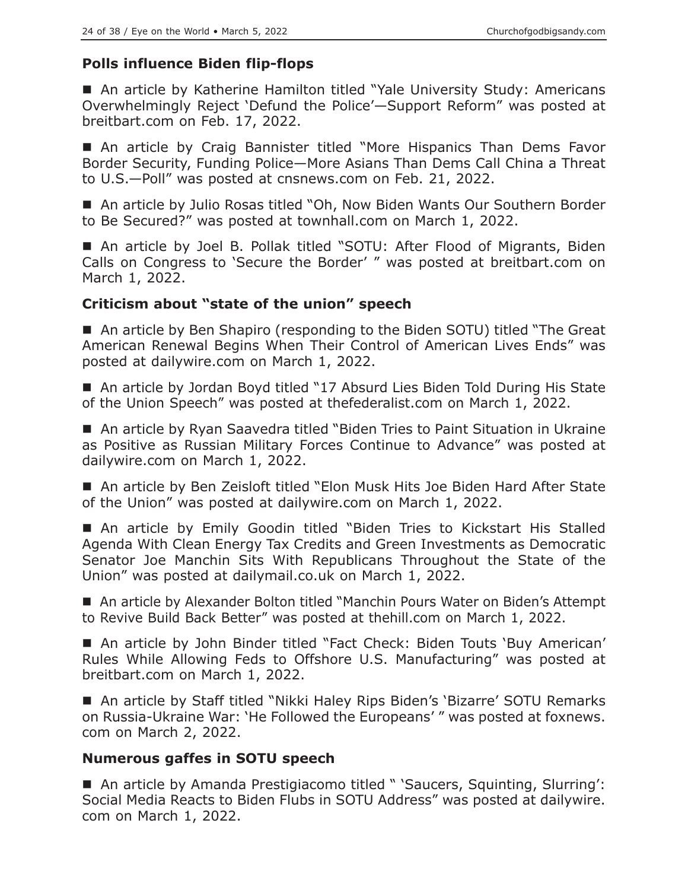### Polls influence Biden flip-flops

■ An article by Katherine Hamilton titled "Yale University Study: Americans Overwhelmingly Reject 'Defund the Police'—Support Reform" was posted at breitbart.com on Feb. 17, 2022.

■ An article by Craig Bannister titled "More Hispanics Than Dems Favor Border Security, Funding Police—More Asians Than Dems Call China a Threat to U.S.—Poll" was posted at cnsnews.com on Feb. 21, 2022.

■ An article by Julio Rosas titled "Oh, Now Biden Wants Our Southern Border to Be Secured?" was posted at townhall.com on March 1, 2022.

■ An article by Joel B. Pollak titled "SOTU: After Flood of Migrants, Biden Calls on Congress to 'Secure the Border' " was posted at breitbart.com on March 1, 2022.

### Criticism about "state of the union" speech

■ An article by Ben Shapiro (responding to the Biden SOTU) titled "The Great American Renewal Begins When Their Control of American Lives Ends" was posted at dailywire.com on March 1, 2022.

■ An article by Jordan Boyd titled "17 Absurd Lies Biden Told During His State of the Union Speech" was posted at thefederalist.com on March 1, 2022.

■ An article by Ryan Saavedra titled "Biden Tries to Paint Situation in Ukraine as Positive as Russian Military Forces Continue to Advance" was posted at dailywire.com on March 1, 2022.

■ An article by Ben Zeisloft titled "Elon Musk Hits Joe Biden Hard After State of the Union" was posted at dailywire.com on March 1, 2022.

■ An article by Emily Goodin titled "Biden Tries to Kickstart His Stalled Agenda With Clean Energy Tax Credits and Green Investments as Democratic Senator Joe Manchin Sits With Republicans Throughout the State of the Union" was posted at dailymail.co.uk on March 1, 2022.

■ An article by Alexander Bolton titled "Manchin Pours Water on Biden's Attempt to Revive Build Back Better" was posted at thehill.com on March 1, 2022.

■ An article by John Binder titled "Fact Check: Biden Touts 'Buy American' Rules While Allowing Feds to Offshore U.S. Manufacturing" was posted at breitbart.com on March 1, 2022.

■ An article by Staff titled "Nikki Haley Rips Biden's 'Bizarre' SOTU Remarks on Russia-Ukraine War: 'He Followed the Europeans' " was posted at foxnews.com on March 2, 2022.

### Numerous gaffes in SOTU speech

■ An article by Amanda Prestigiacomo titled " 'Saucers, Squinting, Slurring': Social Media Reacts to Biden Flubs in SOTU Address" was posted at dailywire.com on March 1, 2022.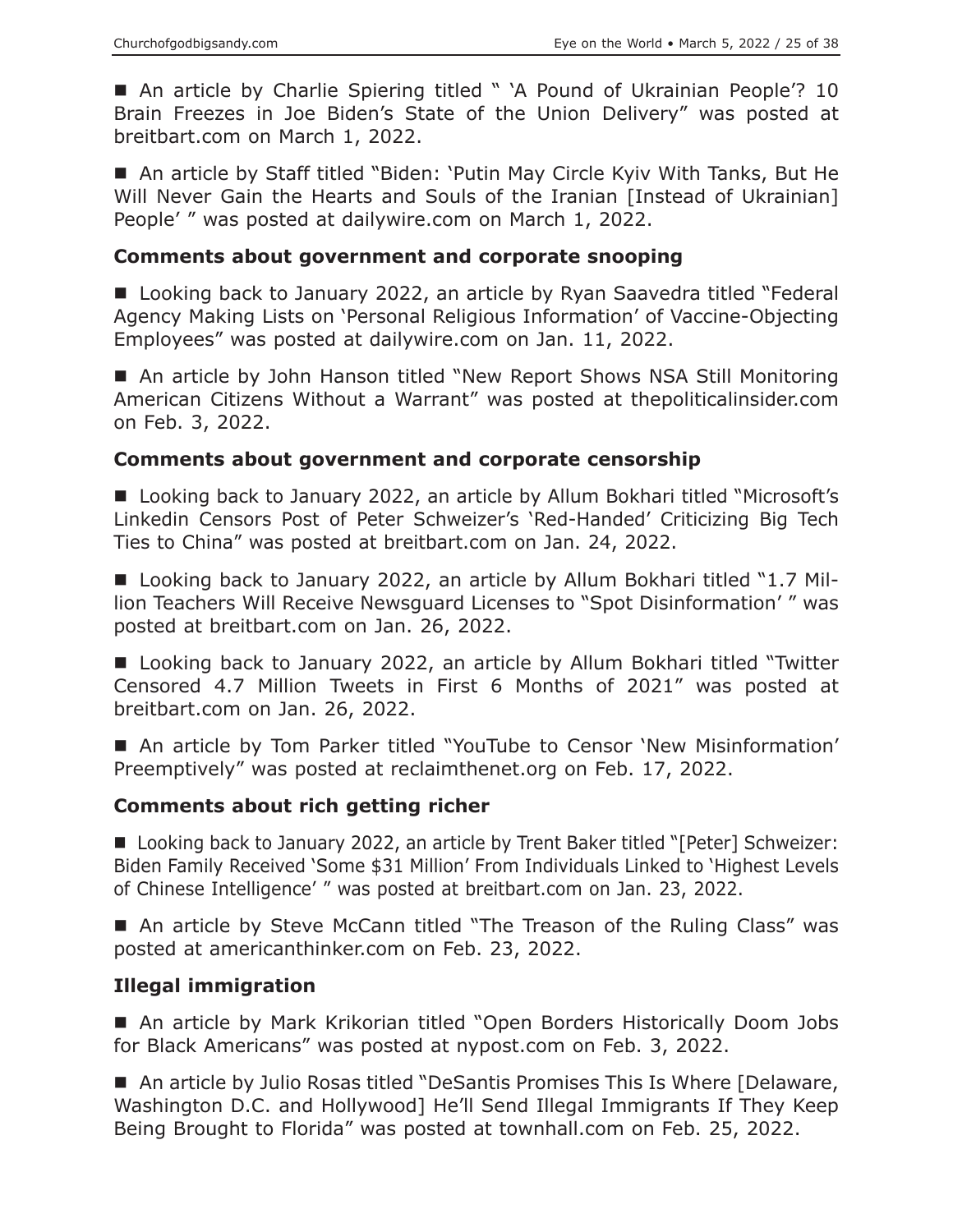■ An article by Charlie Spiering titled " 'A Pound of Ukrainian People'? 10 Brain Freezes in Joe Biden's State of the Union Delivery" was posted at breitbart.com on March 1, 2022.

■ An article by Staff titled "Biden: 'Putin May Circle Kyiv With Tanks, But He Will Never Gain the Hearts and Souls of the Iranian [Instead of Ukrainian] People' " was posted at dailywire.com on March 1, 2022.

### Comments about government and corporate snooping

■ Looking back to January 2022, an article by Ryan Saavedra titled "Federal Agency Making Lists on 'Personal Religious Information' of Vaccine-Objecting Employees" was posted at dailywire.com on Jan. 11, 2022.

■ An article by John Hanson titled "New Report Shows NSA Still Monitoring American Citizens Without a Warrant" was posted at thepoliticalinsider.com on Feb. 3, 2022.

### Comments about government and corporate censorship

■ Looking back to January 2022, an article by Allum Bokhari titled "Microsoft's Linkedin Censors Post of Peter Schweizer's 'Red-Handed' Criticizing Big Tech Ties to China" was posted at breitbart.com on Jan. 24, 2022.

■ Looking back to January 2022, an article by Allum Bokhari titled "1.7 Million Teachers Will Receive Newsguard Licenses to "Spot Disinformation' " was posted at breitbart.com on Jan. 26, 2022.

■ Looking back to January 2022, an article by Allum Bokhari titled "Twitter Censored 4.7 Million Tweets in First 6 Months of 2021" was posted at breitbart.com on Jan. 26, 2022.

■ An article by Tom Parker titled "YouTube to Censor 'New Misinformation' Preemptively" was posted at reclaimthenet.org on Feb. 17, 2022.

### Comments about rich getting richer

■ Looking back to January 2022, an article by Trent Baker titled "[Peter] Schweizer: Biden Family Received 'Some $31 Million' From Individuals Linked to 'Highest Levels of Chinese Intelligence' " was posted at breitbart.com on Jan. 23, 2022.

■ An article by Steve McCann titled "The Treason of the Ruling Class" was posted at americanthinker.com on Feb. 23, 2022.

### Illegal immigration

■ An article by Mark Krikorian titled "Open Borders Historically Doom Jobs for Black Americans" was posted at nypost.com on Feb. 3, 2022.

■ An article by Julio Rosas titled "DeSantis Promises This Is Where [Delaware, Washington D.C. and Hollywood] He'll Send Illegal Immigrants If They Keep Being Brought to Florida" was posted at townhall.com on Feb. 25, 2022.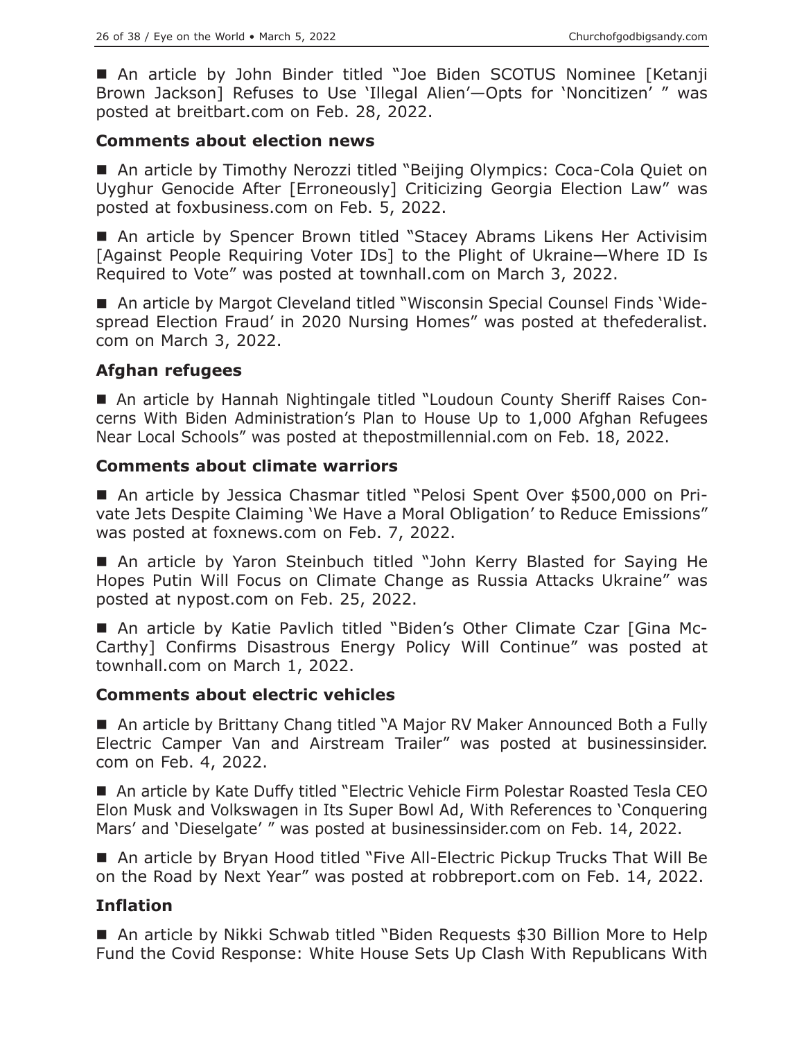■ An article by John Binder titled "Joe Biden SCOTUS Nominee [Ketanji Brown Jackson] Refuses to Use 'Illegal Alien'—Opts for 'Noncitizen' " was posted at breitbart.com on Feb. 28, 2022.

### Comments about election news

■ An article by Timothy Nerozzi titled "Beijing Olympics: Coca-Cola Quiet on Uyghur Genocide After [Erroneously] Criticizing Georgia Election Law" was posted at foxbusiness.com on Feb. 5, 2022.

■ An article by Spencer Brown titled "Stacey Abrams Likens Her Activisim [Against People Requiring Voter IDs] to the Plight of Ukraine—Where ID Is Required to Vote" was posted at townhall.com on March 3, 2022.

■ An article by Margot Cleveland titled "Wisconsin Special Counsel Finds 'Widespread Election Fraud' in 2020 Nursing Homes" was posted at thefederalist.com on March 3, 2022.

### Afghan refugees

■ An article by Hannah Nightingale titled "Loudoun County Sheriff Raises Concerns With Biden Administration's Plan to House Up to 1,000 Afghan Refugees Near Local Schools" was posted at thepostmillennial.com on Feb. 18, 2022.

### Comments about climate warriors

■ An article by Jessica Chasmar titled "Pelosi Spent Over $500,000 on Private Jets Despite Claiming 'We Have a Moral Obligation' to Reduce Emissions" was posted at foxnews.com on Feb. 7, 2022.

■ An article by Yaron Steinbuch titled "John Kerry Blasted for Saying He Hopes Putin Will Focus on Climate Change as Russia Attacks Ukraine" was posted at nypost.com on Feb. 25, 2022.

■ An article by Katie Pavlich titled "Biden's Other Climate Czar [Gina McCarthy] Confirms Disastrous Energy Policy Will Continue" was posted at townhall.com on March 1, 2022.

### Comments about electric vehicles

■ An article by Brittany Chang titled "A Major RV Maker Announced Both a Fully Electric Camper Van and Airstream Trailer" was posted at businessinsider.com on Feb. 4, 2022.

■ An article by Kate Duffy titled "Electric Vehicle Firm Polestar Roasted Tesla CEO Elon Musk and Volkswagen in Its Super Bowl Ad, With References to 'Conquering Mars' and 'Dieselgate' " was posted at businessinsider.com on Feb. 14, 2022.

■ An article by Bryan Hood titled "Five All-Electric Pickup Trucks That Will Be on the Road by Next Year" was posted at robbreport.com on Feb. 14, 2022.

### Inflation

■ An article by Nikki Schwab titled "Biden Requests $30 Billion More to Help Fund the Covid Response: White House Sets Up Clash With Republicans With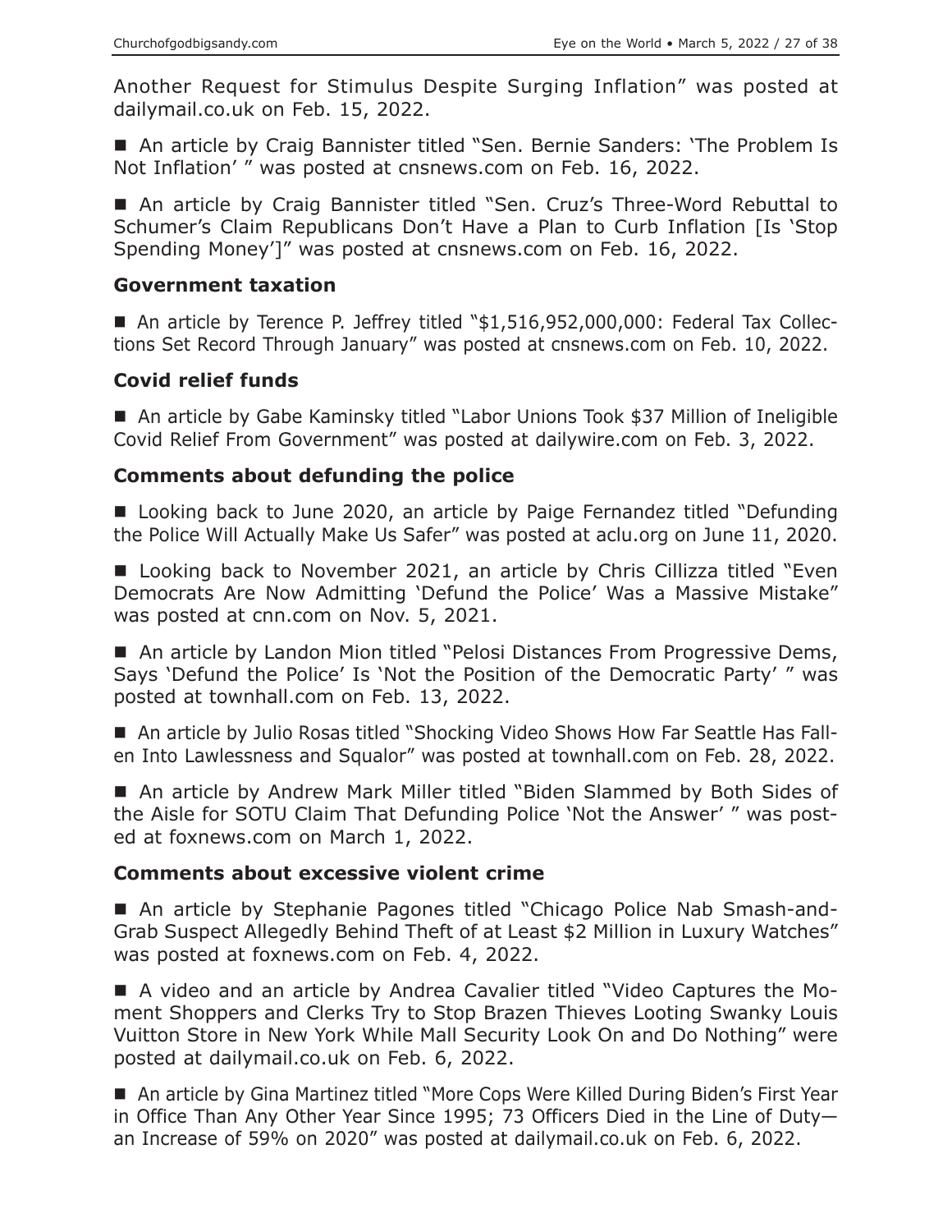Another Request for Stimulus Despite Surging Inflation" was posted at dailymail.co.uk on Feb. 15, 2022.

- An article by Craig Bannister titled "Sen. Bernie Sanders: 'The Problem Is Not Inflation' " was posted at cnsnews.com on Feb. 16, 2022.

- An article by Craig Bannister titled "Sen. Cruz's Three-Word Rebuttal to Schumer's Claim Republicans Don't Have a Plan to Curb Inflation [Is 'Stop Spending Money']" was posted at cnsnews.com on Feb. 16, 2022.

### Government taxation

- An article by Terence P. Jeffrey titled "$1,516,952,000,000: Federal Tax Collections Set Record Through January" was posted at cnsnews.com on Feb. 10, 2022.

### Covid relief funds

- An article by Gabe Kaminsky titled "Labor Unions Took $37 Million of Ineligible Covid Relief From Government" was posted at dailywire.com on Feb. 3, 2022.

### Comments about defunding the police

- Looking back to June 2020, an article by Paige Fernandez titled "Defunding the Police Will Actually Make Us Safer" was posted at aclu.org on June 11, 2020.

- Looking back to November 2021, an article by Chris Cillizza titled "Even Democrats Are Now Admitting 'Defund the Police' Was a Massive Mistake" was posted at cnn.com on Nov. 5, 2021.

- An article by Landon Mion titled "Pelosi Distances From Progressive Dems, Says 'Defund the Police' Is 'Not the Position of the Democratic Party' " was posted at townhall.com on Feb. 13, 2022.

- An article by Julio Rosas titled "Shocking Video Shows How Far Seattle Has Fallen Into Lawlessness and Squalor" was posted at townhall.com on Feb. 28, 2022.

- An article by Andrew Mark Miller titled "Biden Slammed by Both Sides of the Aisle for SOTU Claim That Defunding Police 'Not the Answer' " was posted at foxnews.com on March 1, 2022.

### Comments about excessive violent crime

- An article by Stephanie Pagones titled "Chicago Police Nab Smash-and-Grab Suspect Allegedly Behind Theft of at Least $2 Million in Luxury Watches" was posted at foxnews.com on Feb. 4, 2022.

- A video and an article by Andrea Cavalier titled "Video Captures the Moment Shoppers and Clerks Try to Stop Brazen Thieves Looting Swanky Louis Vuitton Store in New York While Mall Security Look On and Do Nothing" were posted at dailymail.co.uk on Feb. 6, 2022.

- An article by Gina Martinez titled "More Cops Were Killed During Biden's First Year in Office Than Any Other Year Since 1995; 73 Officers Died in the Line of Duty—an Increase of 59% on 2020" was posted at dailymail.co.uk on Feb. 6, 2022.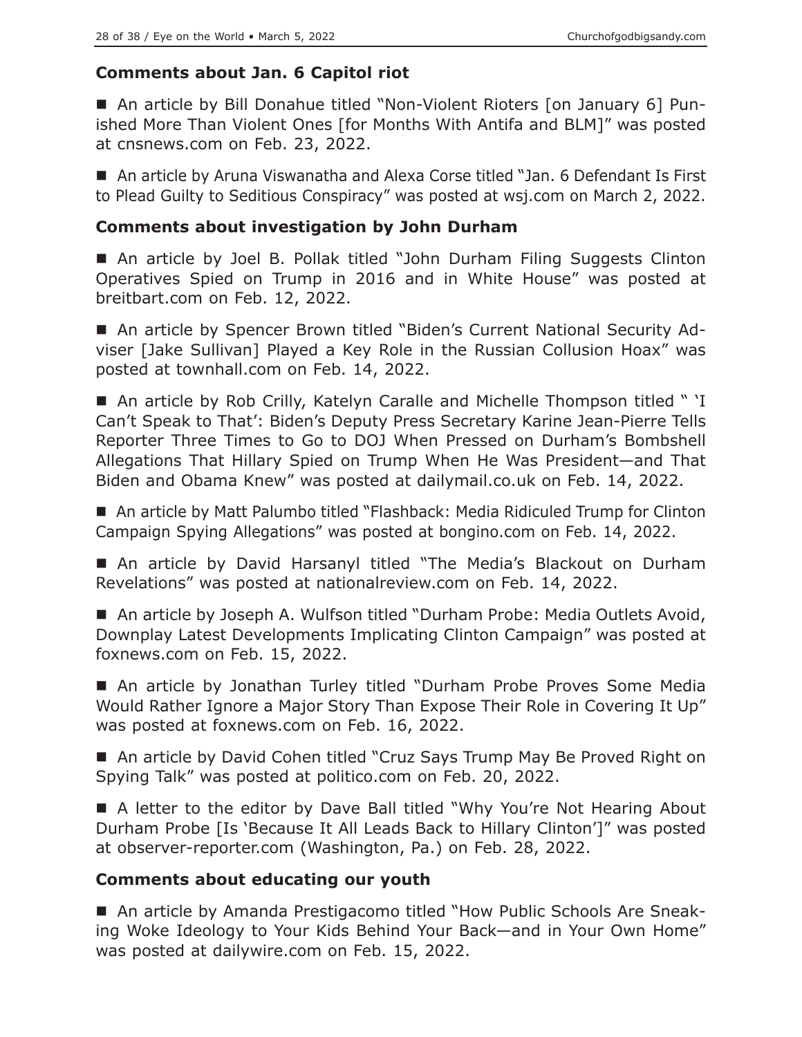### Comments about Jan. 6 Capitol riot

■ An article by Bill Donahue titled "Non-Violent Rioters [on January 6] Punished More Than Violent Ones [for Months With Antifa and BLM]" was posted at cnsnews.com on Feb. 23, 2022.

■ An article by Aruna Viswanatha and Alexa Corse titled "Jan. 6 Defendant Is First to Plead Guilty to Seditious Conspiracy" was posted at wsj.com on March 2, 2022.

### Comments about investigation by John Durham

■ An article by Joel B. Pollak titled "John Durham Filing Suggests Clinton Operatives Spied on Trump in 2016 and in White House" was posted at breitbart.com on Feb. 12, 2022.

■ An article by Spencer Brown titled "Biden's Current National Security Adviser [Jake Sullivan] Played a Key Role in the Russian Collusion Hoax" was posted at townhall.com on Feb. 14, 2022.

■ An article by Rob Crilly, Katelyn Caralle and Michelle Thompson titled " 'I Can't Speak to That': Biden's Deputy Press Secretary Karine Jean-Pierre Tells Reporter Three Times to Go to DOJ When Pressed on Durham's Bombshell Allegations That Hillary Spied on Trump When He Was President—and That Biden and Obama Knew" was posted at dailymail.co.uk on Feb. 14, 2022.

■ An article by Matt Palumbo titled "Flashback: Media Ridiculed Trump for Clinton Campaign Spying Allegations" was posted at bongino.com on Feb. 14, 2022.

■ An article by David Harsanyl titled "The Media's Blackout on Durham Revelations" was posted at nationalreview.com on Feb. 14, 2022.

■ An article by Joseph A. Wulfson titled "Durham Probe: Media Outlets Avoid, Downplay Latest Developments Implicating Clinton Campaign" was posted at foxnews.com on Feb. 15, 2022.

■ An article by Jonathan Turley titled "Durham Probe Proves Some Media Would Rather Ignore a Major Story Than Expose Their Role in Covering It Up" was posted at foxnews.com on Feb. 16, 2022.

■ An article by David Cohen titled "Cruz Says Trump May Be Proved Right on Spying Talk" was posted at politico.com on Feb. 20, 2022.

■ A letter to the editor by Dave Ball titled "Why You're Not Hearing About Durham Probe [Is 'Because It All Leads Back to Hillary Clinton']" was posted at observer-reporter.com (Washington, Pa.) on Feb. 28, 2022.

### Comments about educating our youth

■ An article by Amanda Prestigacomo titled "How Public Schools Are Sneaking Woke Ideology to Your Kids Behind Your Back—and in Your Own Home" was posted at dailywire.com on Feb. 15, 2022.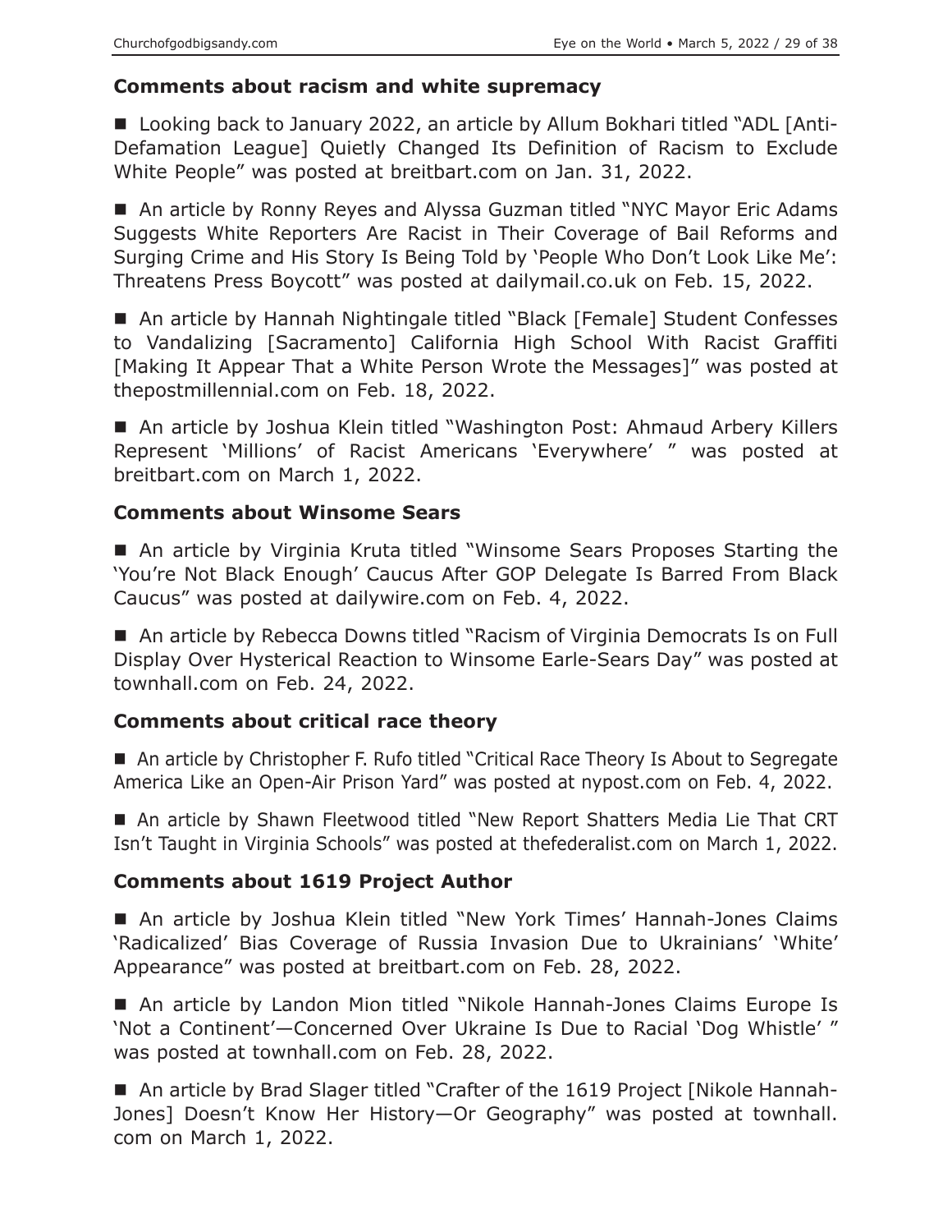### Comments about racism and white supremacy

■ Looking back to January 2022, an article by Allum Bokhari titled "ADL [Anti-Defamation League] Quietly Changed Its Definition of Racism to Exclude White People" was posted at breitbart.com on Jan. 31, 2022.

■ An article by Ronny Reyes and Alyssa Guzman titled "NYC Mayor Eric Adams Suggests White Reporters Are Racist in Their Coverage of Bail Reforms and Surging Crime and His Story Is Being Told by 'People Who Don't Look Like Me': Threatens Press Boycott" was posted at dailymail.co.uk on Feb. 15, 2022.

■ An article by Hannah Nightingale titled "Black [Female] Student Confesses to Vandalizing [Sacramento] California High School With Racist Graffiti [Making It Appear That a White Person Wrote the Messages]" was posted at thepostmillennial.com on Feb. 18, 2022.

■ An article by Joshua Klein titled "Washington Post: Ahmaud Arbery Killers Represent 'Millions' of Racist Americans 'Everywhere' " was posted at breitbart.com on March 1, 2022.

### Comments about Winsome Sears

■ An article by Virginia Kruta titled "Winsome Sears Proposes Starting the 'You're Not Black Enough' Caucus After GOP Delegate Is Barred From Black Caucus" was posted at dailywire.com on Feb. 4, 2022.

■ An article by Rebecca Downs titled "Racism of Virginia Democrats Is on Full Display Over Hysterical Reaction to Winsome Earle-Sears Day" was posted at townhall.com on Feb. 24, 2022.

### Comments about critical race theory

■ An article by Christopher F. Rufo titled "Critical Race Theory Is About to Segregate America Like an Open-Air Prison Yard" was posted at nypost.com on Feb. 4, 2022.

■ An article by Shawn Fleetwood titled "New Report Shatters Media Lie That CRT Isn't Taught in Virginia Schools" was posted at thefederalist.com on March 1, 2022.

### Comments about 1619 Project Author

■ An article by Joshua Klein titled "New York Times' Hannah-Jones Claims 'Radicalized' Bias Coverage of Russia Invasion Due to Ukrainians' 'White' Appearance" was posted at breitbart.com on Feb. 28, 2022.

■ An article by Landon Mion titled "Nikole Hannah-Jones Claims Europe Is 'Not a Continent'—Concerned Over Ukraine Is Due to Racial 'Dog Whistle' " was posted at townhall.com on Feb. 28, 2022.

■ An article by Brad Slager titled "Crafter of the 1619 Project [Nikole Hannah-Jones] Doesn't Know Her History—Or Geography" was posted at townhall.com on March 1, 2022.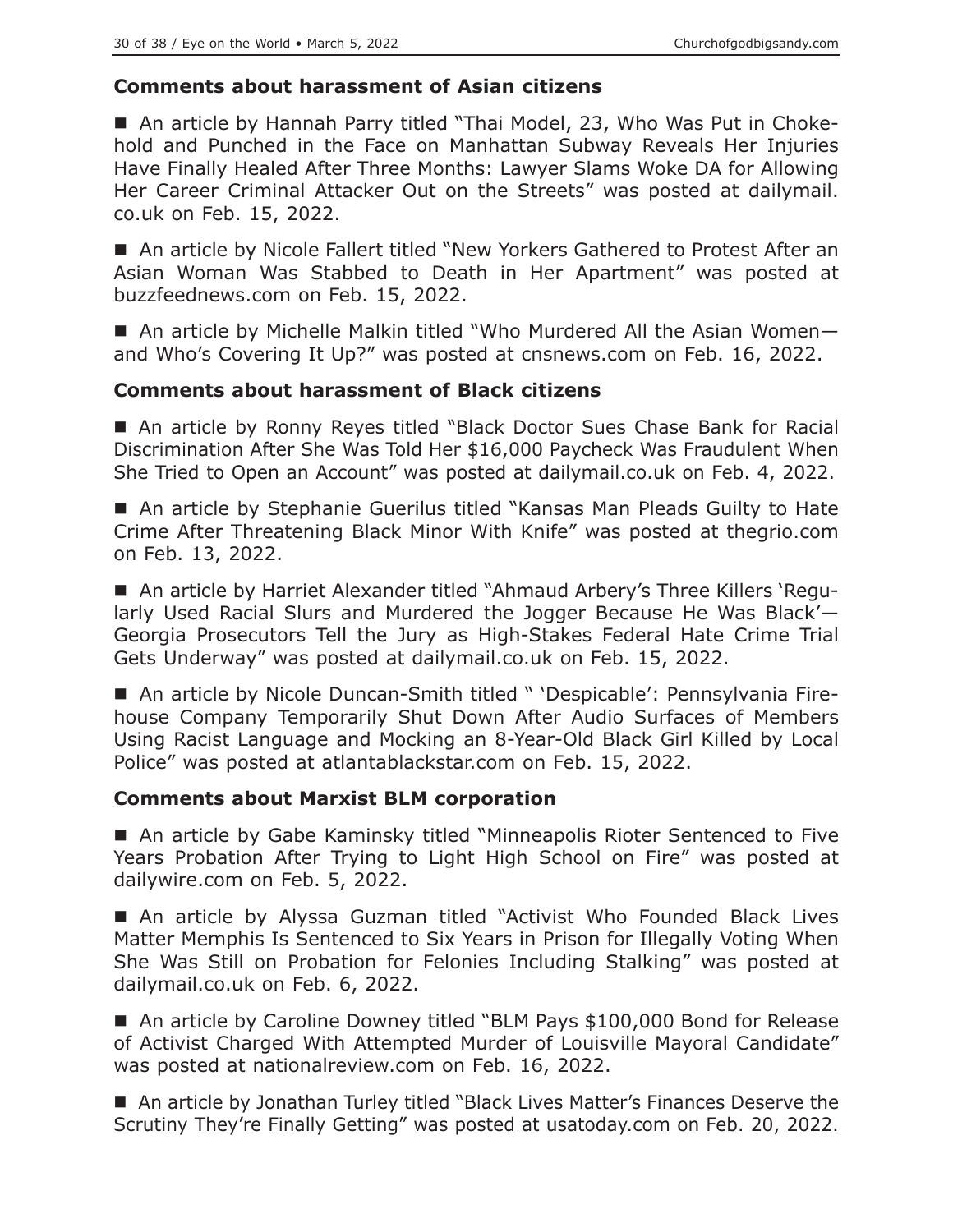### Comments about harassment of Asian citizens

■ An article by Hannah Parry titled "Thai Model, 23, Who Was Put in Chokehold and Punched in the Face on Manhattan Subway Reveals Her Injuries Have Finally Healed After Three Months: Lawyer Slams Woke DA for Allowing Her Career Criminal Attacker Out on the Streets" was posted at dailymail.co.uk on Feb. 15, 2022.

■ An article by Nicole Fallert titled "New Yorkers Gathered to Protest After an Asian Woman Was Stabbed to Death in Her Apartment" was posted at buzzfeednews.com on Feb. 15, 2022.

■ An article by Michelle Malkin titled "Who Murdered All the Asian Women—and Who's Covering It Up?" was posted at cnsnews.com on Feb. 16, 2022.

### Comments about harassment of Black citizens

■ An article by Ronny Reyes titled "Black Doctor Sues Chase Bank for Racial Discrimination After She Was Told Her $16,000 Paycheck Was Fraudulent When She Tried to Open an Account" was posted at dailymail.co.uk on Feb. 4, 2022.

■ An article by Stephanie Guerilus titled "Kansas Man Pleads Guilty to Hate Crime After Threatening Black Minor With Knife" was posted at thegrio.com on Feb. 13, 2022.

■ An article by Harriet Alexander titled "Ahmaud Arbery's Three Killers 'Regularly Used Racial Slurs and Murdered the Jogger Because He Was Black'—Georgia Prosecutors Tell the Jury as High-Stakes Federal Hate Crime Trial Gets Underway" was posted at dailymail.co.uk on Feb. 15, 2022.

■ An article by Nicole Duncan-Smith titled " 'Despicable': Pennsylvania Firehouse Company Temporarily Shut Down After Audio Surfaces of Members Using Racist Language and Mocking an 8-Year-Old Black Girl Killed by Local Police" was posted at atlantablackstar.com on Feb. 15, 2022.

### Comments about Marxist BLM corporation

■ An article by Gabe Kaminsky titled "Minneapolis Rioter Sentenced to Five Years Probation After Trying to Light High School on Fire" was posted at dailywire.com on Feb. 5, 2022.

■ An article by Alyssa Guzman titled "Activist Who Founded Black Lives Matter Memphis Is Sentenced to Six Years in Prison for Illegally Voting When She Was Still on Probation for Felonies Including Stalking" was posted at dailymail.co.uk on Feb. 6, 2022.

■ An article by Caroline Downey titled "BLM Pays $100,000 Bond for Release of Activist Charged With Attempted Murder of Louisville Mayoral Candidate" was posted at nationalreview.com on Feb. 16, 2022.

■ An article by Jonathan Turley titled "Black Lives Matter's Finances Deserve the Scrutiny They're Finally Getting" was posted at usatoday.com on Feb. 20, 2022.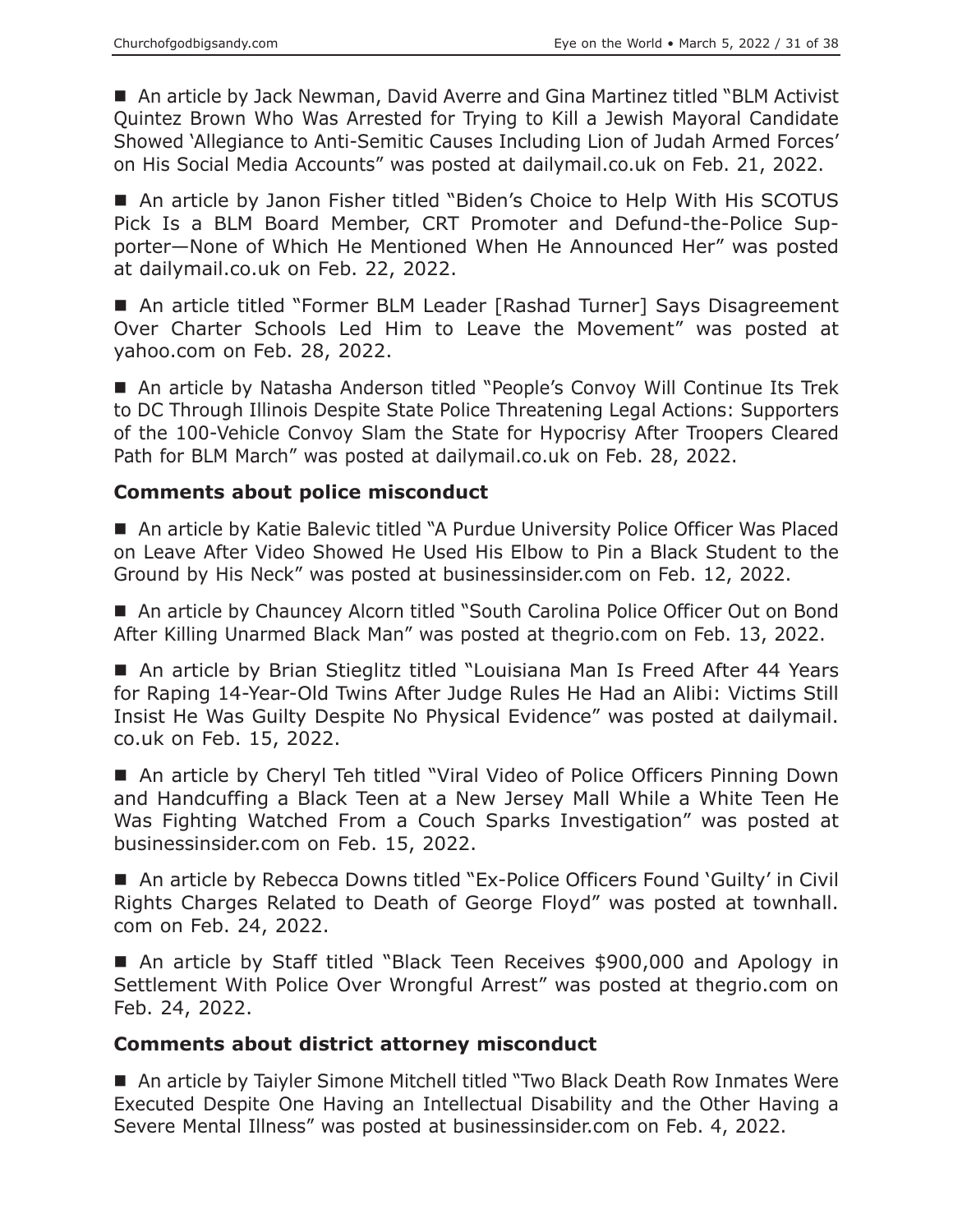- An article by Jack Newman, David Averre and Gina Martinez titled "BLM Activist Quintez Brown Who Was Arrested for Trying to Kill a Jewish Mayoral Candidate Showed 'Allegiance to Anti-Semitic Causes Including Lion of Judah Armed Forces' on His Social Media Accounts" was posted at dailymail.co.uk on Feb. 21, 2022.

- An article by Janon Fisher titled "Biden's Choice to Help With His SCOTUS Pick Is a BLM Board Member, CRT Promoter and Defund-the-Police Supporter—None of Which He Mentioned When He Announced Her" was posted at dailymail.co.uk on Feb. 22, 2022.

- An article titled "Former BLM Leader [Rashad Turner] Says Disagreement Over Charter Schools Led Him to Leave the Movement" was posted at yahoo.com on Feb. 28, 2022.

- An article by Natasha Anderson titled "People's Convoy Will Continue Its Trek to DC Through Illinois Despite State Police Threatening Legal Actions: Supporters of the 100-Vehicle Convoy Slam the State for Hypocrisy After Troopers Cleared Path for BLM March" was posted at dailymail.co.uk on Feb. 28, 2022.

### Comments about police misconduct

- An article by Katie Balevic titled "A Purdue University Police Officer Was Placed on Leave After Video Showed He Used His Elbow to Pin a Black Student to the Ground by His Neck" was posted at businessinsider.com on Feb. 12, 2022.

- An article by Chauncey Alcorn titled "South Carolina Police Officer Out on Bond After Killing Unarmed Black Man" was posted at thegrio.com on Feb. 13, 2022.

- An article by Brian Stieglitz titled "Louisiana Man Is Freed After 44 Years for Raping 14-Year-Old Twins After Judge Rules He Had an Alibi: Victims Still Insist He Was Guilty Despite No Physical Evidence" was posted at dailymail.co.uk on Feb. 15, 2022.

- An article by Cheryl Teh titled "Viral Video of Police Officers Pinning Down and Handcuffing a Black Teen at a New Jersey Mall While a White Teen He Was Fighting Watched From a Couch Sparks Investigation" was posted at businessinsider.com on Feb. 15, 2022.

- An article by Rebecca Downs titled "Ex-Police Officers Found 'Guilty' in Civil Rights Charges Related to Death of George Floyd" was posted at townhall.com on Feb. 24, 2022.

- An article by Staff titled "Black Teen Receives $900,000 and Apology in Settlement With Police Over Wrongful Arrest" was posted at thegrio.com on Feb. 24, 2022.

### Comments about district attorney misconduct

- An article by Taiyler Simone Mitchell titled "Two Black Death Row Inmates Were Executed Despite One Having an Intellectual Disability and the Other Having a Severe Mental Illness" was posted at businessinsider.com on Feb. 4, 2022.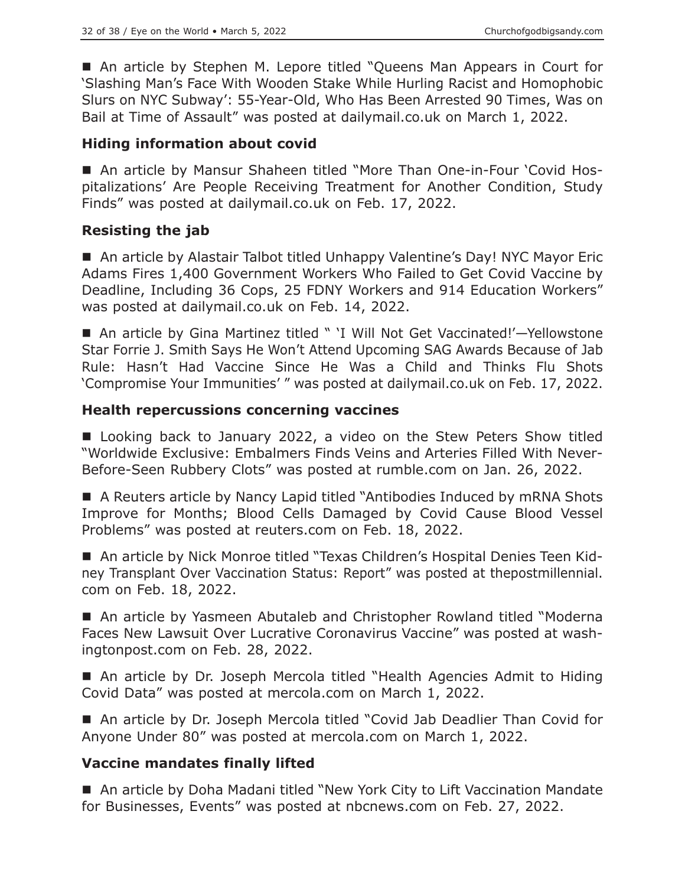■ An article by Stephen M. Lepore titled "Queens Man Appears in Court for 'Slashing Man's Face With Wooden Stake While Hurling Racist and Homophobic Slurs on NYC Subway': 55-Year-Old, Who Has Been Arrested 90 Times, Was on Bail at Time of Assault" was posted at dailymail.co.uk on March 1, 2022.

### Hiding information about covid

■ An article by Mansur Shaheen titled "More Than One-in-Four 'Covid Hospitalizations' Are People Receiving Treatment for Another Condition, Study Finds" was posted at dailymail.co.uk on Feb. 17, 2022.

### Resisting the jab

■ An article by Alastair Talbot titled Unhappy Valentine's Day! NYC Mayor Eric Adams Fires 1,400 Government Workers Who Failed to Get Covid Vaccine by Deadline, Including 36 Cops, 25 FDNY Workers and 914 Education Workers" was posted at dailymail.co.uk on Feb. 14, 2022.

■ An article by Gina Martinez titled " 'I Will Not Get Vaccinated!'—Yellowstone Star Forrie J. Smith Says He Won't Attend Upcoming SAG Awards Because of Jab Rule: Hasn't Had Vaccine Since He Was a Child and Thinks Flu Shots 'Compromise Your Immunities' " was posted at dailymail.co.uk on Feb. 17, 2022.

### Health repercussions concerning vaccines

■ Looking back to January 2022, a video on the Stew Peters Show titled "Worldwide Exclusive: Embalmers Finds Veins and Arteries Filled With Never-Before-Seen Rubbery Clots" was posted at rumble.com on Jan. 26, 2022.

■ A Reuters article by Nancy Lapid titled "Antibodies Induced by mRNA Shots Improve for Months; Blood Cells Damaged by Covid Cause Blood Vessel Problems" was posted at reuters.com on Feb. 18, 2022.

■ An article by Nick Monroe titled "Texas Children's Hospital Denies Teen Kidney Transplant Over Vaccination Status: Report" was posted at thepostmillennial.com on Feb. 18, 2022.

■ An article by Yasmeen Abutaleb and Christopher Rowland titled "Moderna Faces New Lawsuit Over Lucrative Coronavirus Vaccine" was posted at washingtonpost.com on Feb. 28, 2022.

■ An article by Dr. Joseph Mercola titled "Health Agencies Admit to Hiding Covid Data" was posted at mercola.com on March 1, 2022.

■ An article by Dr. Joseph Mercola titled "Covid Jab Deadlier Than Covid for Anyone Under 80" was posted at mercola.com on March 1, 2022.

### Vaccine mandates finally lifted

■ An article by Doha Madani titled "New York City to Lift Vaccination Mandate for Businesses, Events" was posted at nbcnews.com on Feb. 27, 2022.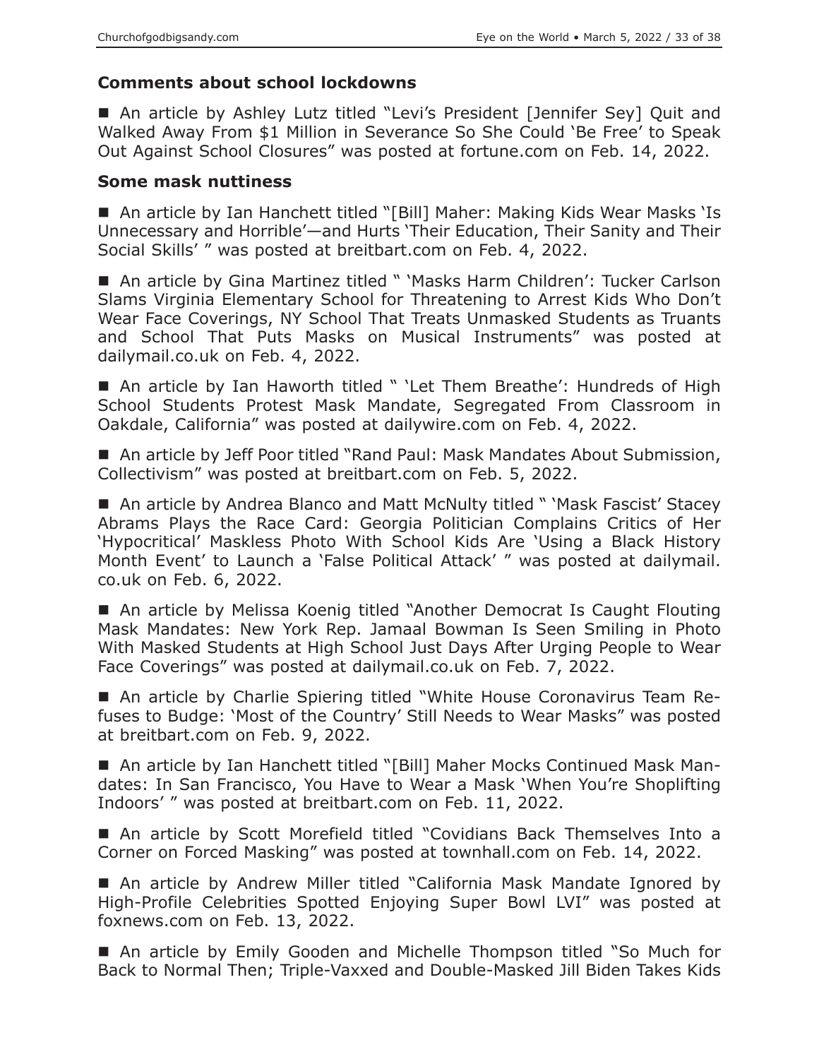### Comments about school lockdowns

■ An article by Ashley Lutz titled "Levi's President [Jennifer Sey] Quit and Walked Away From $1 Million in Severance So She Could 'Be Free' to Speak Out Against School Closures" was posted at fortune.com on Feb. 14, 2022.

### Some mask nuttiness

■ An article by Ian Hanchett titled "[Bill] Maher: Making Kids Wear Masks 'Is Unnecessary and Horrible'—and Hurts 'Their Education, Their Sanity and Their Social Skills' " was posted at breitbart.com on Feb. 4, 2022.

■ An article by Gina Martinez titled " 'Masks Harm Children': Tucker Carlson Slams Virginia Elementary School for Threatening to Arrest Kids Who Don't Wear Face Coverings, NY School That Treats Unmasked Students as Truants and School That Puts Masks on Musical Instruments" was posted at dailymail.co.uk on Feb. 4, 2022.

■ An article by Ian Haworth titled " 'Let Them Breathe': Hundreds of High School Students Protest Mask Mandate, Segregated From Classroom in Oakdale, California" was posted at dailywire.com on Feb. 4, 2022.

■ An article by Jeff Poor titled "Rand Paul: Mask Mandates About Submission, Collectivism" was posted at breitbart.com on Feb. 5, 2022.

■ An article by Andrea Blanco and Matt McNulty titled " 'Mask Fascist' Stacey Abrams Plays the Race Card: Georgia Politician Complains Critics of Her 'Hypocritical' Maskless Photo With School Kids Are 'Using a Black History Month Event' to Launch a 'False Political Attack' " was posted at dailymail.co.uk on Feb. 6, 2022.

■ An article by Melissa Koenig titled "Another Democrat Is Caught Flouting Mask Mandates: New York Rep. Jamaal Bowman Is Seen Smiling in Photo With Masked Students at High School Just Days After Urging People to Wear Face Coverings" was posted at dailymail.co.uk on Feb. 7, 2022.

■ An article by Charlie Spiering titled "White House Coronavirus Team Refuses to Budge: 'Most of the Country' Still Needs to Wear Masks" was posted at breitbart.com on Feb. 9, 2022.

■ An article by Ian Hanchett titled "[Bill] Maher Mocks Continued Mask Mandates: In San Francisco, You Have to Wear a Mask 'When You're Shoplifting Indoors' " was posted at breitbart.com on Feb. 11, 2022.

■ An article by Scott Morefield titled "Covidians Back Themselves Into a Corner on Forced Masking" was posted at townhall.com on Feb. 14, 2022.

■ An article by Andrew Miller titled "California Mask Mandate Ignored by High-Profile Celebrities Spotted Enjoying Super Bowl LVI" was posted at foxnews.com on Feb. 13, 2022.

■ An article by Emily Gooden and Michelle Thompson titled "So Much for Back to Normal Then; Triple-Vaxxed and Double-Masked Jill Biden Takes Kids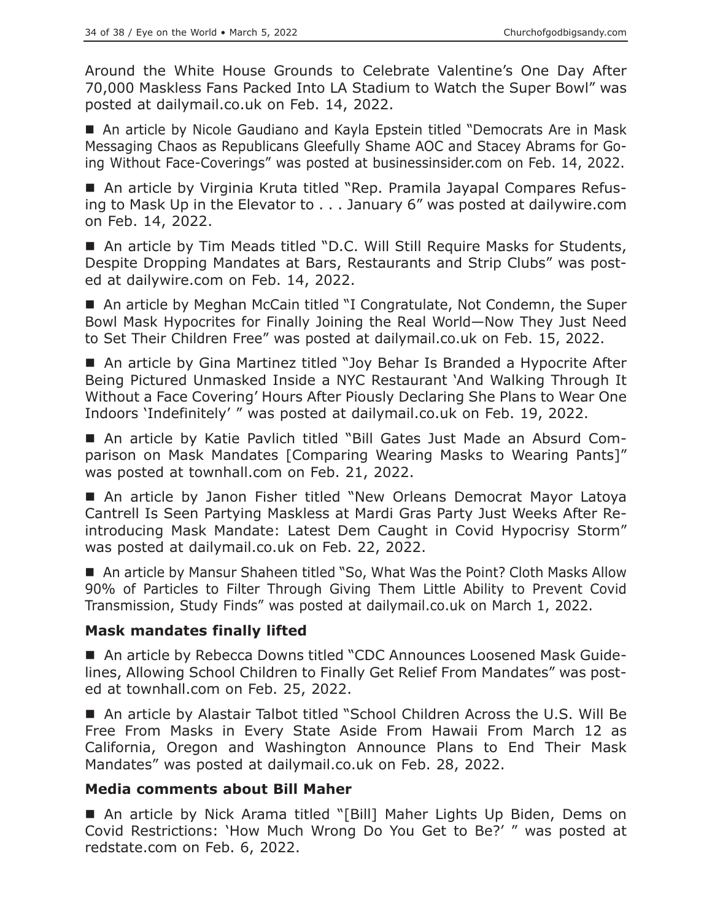Around the White House Grounds to Celebrate Valentine's One Day After 70,000 Maskless Fans Packed Into LA Stadium to Watch the Super Bowl" was posted at dailymail.co.uk on Feb. 14, 2022.

■ An article by Nicole Gaudiano and Kayla Epstein titled "Democrats Are in Mask Messaging Chaos as Republicans Gleefully Shame AOC and Stacey Abrams for Going Without Face-Coverings" was posted at businessinsider.com on Feb. 14, 2022.

■ An article by Virginia Kruta titled "Rep. Pramila Jayapal Compares Refusing to Mask Up in the Elevator to . . . January 6" was posted at dailywire.com on Feb. 14, 2022.

■ An article by Tim Meads titled "D.C. Will Still Require Masks for Students, Despite Dropping Mandates at Bars, Restaurants and Strip Clubs" was posted at dailywire.com on Feb. 14, 2022.

■ An article by Meghan McCain titled "I Congratulate, Not Condemn, the Super Bowl Mask Hypocrites for Finally Joining the Real World—Now They Just Need to Set Their Children Free" was posted at dailymail.co.uk on Feb. 15, 2022.

■ An article by Gina Martinez titled "Joy Behar Is Branded a Hypocrite After Being Pictured Unmasked Inside a NYC Restaurant 'And Walking Through It Without a Face Covering' Hours After Piously Declaring She Plans to Wear One Indoors 'Indefinitely' " was posted at dailymail.co.uk on Feb. 19, 2022.

■ An article by Katie Pavlich titled "Bill Gates Just Made an Absurd Comparison on Mask Mandates [Comparing Wearing Masks to Wearing Pants]" was posted at townhall.com on Feb. 21, 2022.

■ An article by Janon Fisher titled "New Orleans Democrat Mayor Latoya Cantrell Is Seen Partying Maskless at Mardi Gras Party Just Weeks After Reintroducing Mask Mandate: Latest Dem Caught in Covid Hypocrisy Storm" was posted at dailymail.co.uk on Feb. 22, 2022.

■ An article by Mansur Shaheen titled "So, What Was the Point? Cloth Masks Allow 90% of Particles to Filter Through Giving Them Little Ability to Prevent Covid Transmission, Study Finds" was posted at dailymail.co.uk on March 1, 2022.

**Mask mandates finally lifted**

■ An article by Rebecca Downs titled "CDC Announces Loosened Mask Guidelines, Allowing School Children to Finally Get Relief From Mandates" was posted at townhall.com on Feb. 25, 2022.

■ An article by Alastair Talbot titled "School Children Across the U.S. Will Be Free From Masks in Every State Aside From Hawaii From March 12 as California, Oregon and Washington Announce Plans to End Their Mask Mandates" was posted at dailymail.co.uk on Feb. 28, 2022.

**Media comments about Bill Maher**

■ An article by Nick Arama titled "[Bill] Maher Lights Up Biden, Dems on Covid Restrictions: 'How Much Wrong Do You Get to Be?' " was posted at redstate.com on Feb. 6, 2022.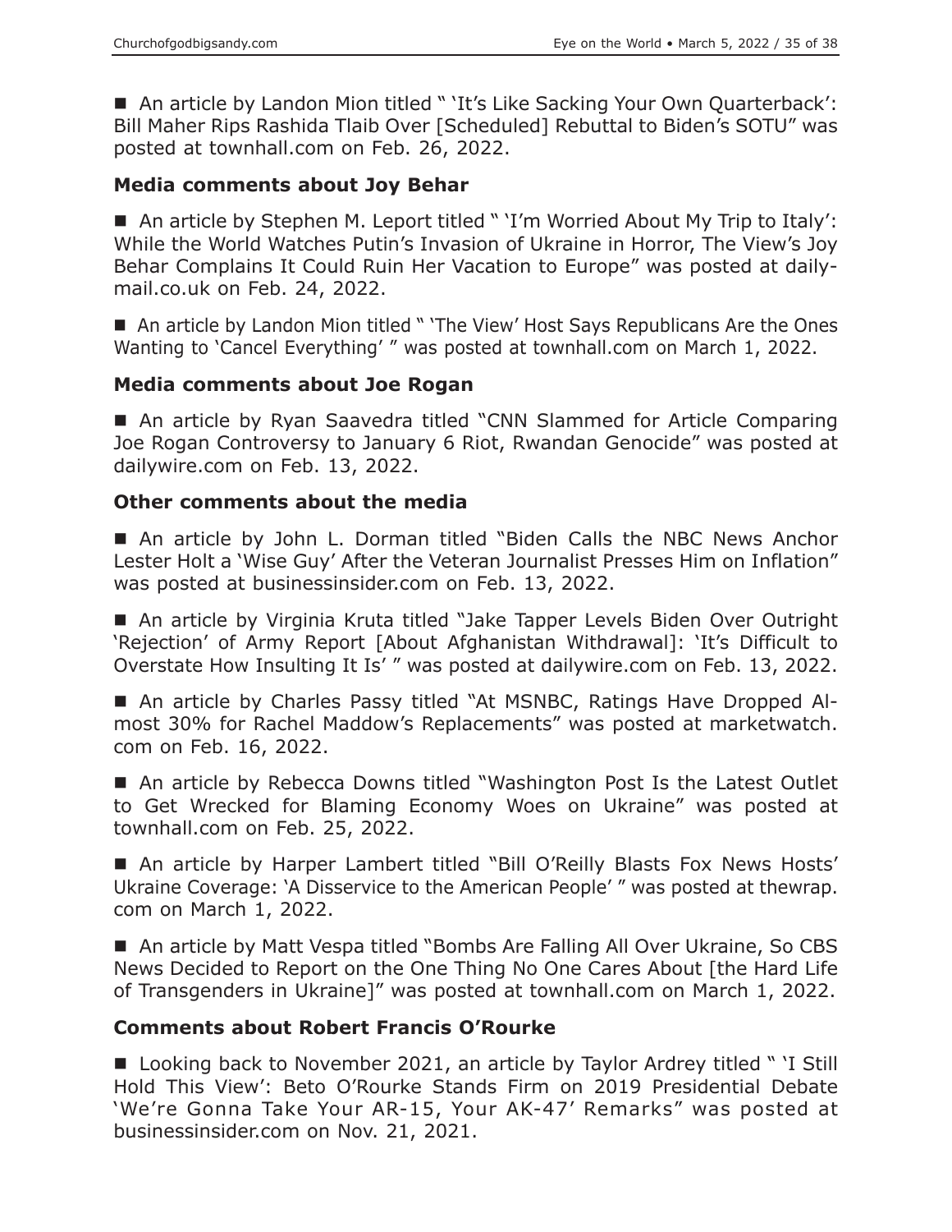■ An article by Landon Mion titled " 'It's Like Sacking Your Own Quarterback': Bill Maher Rips Rashida Tlaib Over [Scheduled] Rebuttal to Biden's SOTU" was posted at townhall.com on Feb. 26, 2022.

### Media comments about Joy Behar

■ An article by Stephen M. Leport titled " 'I'm Worried About My Trip to Italy': While the World Watches Putin's Invasion of Ukraine in Horror, The View's Joy Behar Complains It Could Ruin Her Vacation to Europe" was posted at dailymail.co.uk on Feb. 24, 2022.

■ An article by Landon Mion titled " 'The View' Host Says Republicans Are the Ones Wanting to 'Cancel Everything' " was posted at townhall.com on March 1, 2022.

### Media comments about Joe Rogan

■ An article by Ryan Saavedra titled "CNN Slammed for Article Comparing Joe Rogan Controversy to January 6 Riot, Rwandan Genocide" was posted at dailywire.com on Feb. 13, 2022.

### Other comments about the media

■ An article by John L. Dorman titled "Biden Calls the NBC News Anchor Lester Holt a 'Wise Guy' After the Veteran Journalist Presses Him on Inflation" was posted at businessinsider.com on Feb. 13, 2022.

■ An article by Virginia Kruta titled "Jake Tapper Levels Biden Over Outright 'Rejection' of Army Report [About Afghanistan Withdrawal]: 'It's Difficult to Overstate How Insulting It Is' " was posted at dailywire.com on Feb. 13, 2022.

■ An article by Charles Passy titled "At MSNBC, Ratings Have Dropped Almost 30% for Rachel Maddow's Replacements" was posted at marketwatch.com on Feb. 16, 2022.

■ An article by Rebecca Downs titled "Washington Post Is the Latest Outlet to Get Wrecked for Blaming Economy Woes on Ukraine" was posted at townhall.com on Feb. 25, 2022.

■ An article by Harper Lambert titled "Bill O'Reilly Blasts Fox News Hosts' Ukraine Coverage: 'A Disservice to the American People' " was posted at thewrap.com on March 1, 2022.

■ An article by Matt Vespa titled "Bombs Are Falling All Over Ukraine, So CBS News Decided to Report on the One Thing No One Cares About [the Hard Life of Transgenders in Ukraine]" was posted at townhall.com on March 1, 2022.

### Comments about Robert Francis O'Rourke

■ Looking back to November 2021, an article by Taylor Ardrey titled " 'I Still Hold This View': Beto O'Rourke Stands Firm on 2019 Presidential Debate 'We're Gonna Take Your AR-15, Your AK-47' Remarks" was posted at businessinsider.com on Nov. 21, 2021.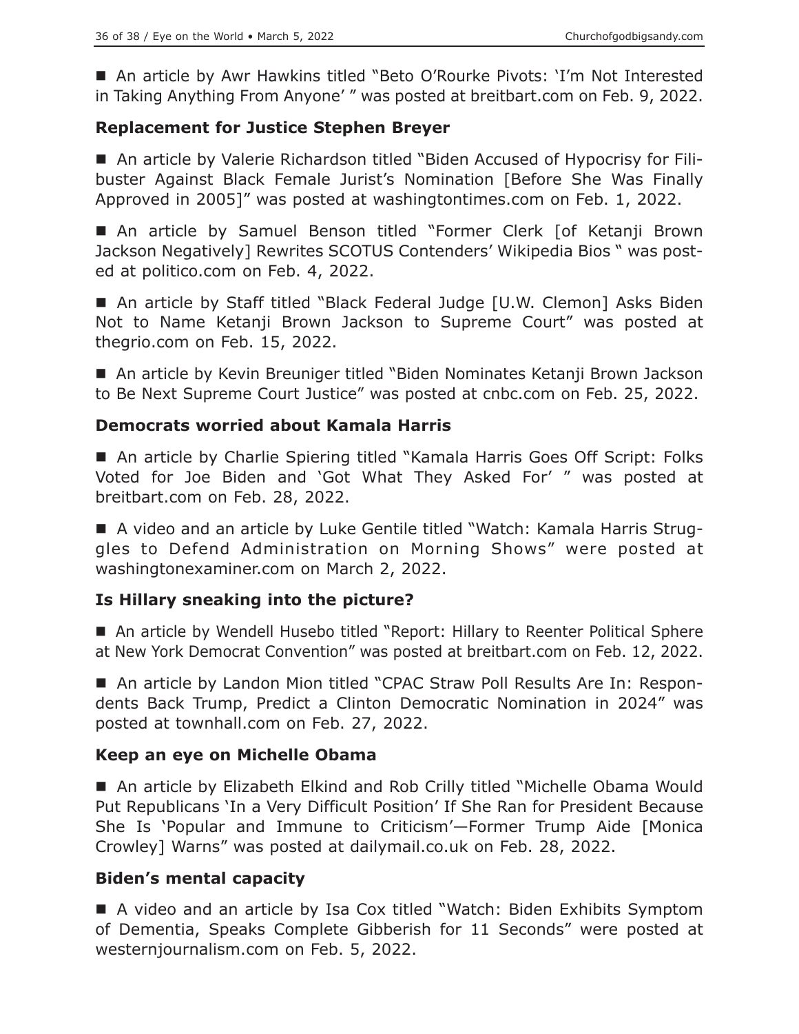■ An article by Awr Hawkins titled "Beto O'Rourke Pivots: 'I'm Not Interested in Taking Anything From Anyone' " was posted at breitbart.com on Feb. 9, 2022.

### Replacement for Justice Stephen Breyer

■ An article by Valerie Richardson titled "Biden Accused of Hypocrisy for Filibuster Against Black Female Jurist's Nomination [Before She Was Finally Approved in 2005]" was posted at washingtontimes.com on Feb. 1, 2022.

■ An article by Samuel Benson titled "Former Clerk [of Ketanji Brown Jackson Negatively] Rewrites SCOTUS Contenders' Wikipedia Bios " was posted at politico.com on Feb. 4, 2022.

■ An article by Staff titled "Black Federal Judge [U.W. Clemon] Asks Biden Not to Name Ketanji Brown Jackson to Supreme Court" was posted at thegrio.com on Feb. 15, 2022.

■ An article by Kevin Breuniger titled "Biden Nominates Ketanji Brown Jackson to Be Next Supreme Court Justice" was posted at cnbc.com on Feb. 25, 2022.

### Democrats worried about Kamala Harris

■ An article by Charlie Spiering titled "Kamala Harris Goes Off Script: Folks Voted for Joe Biden and 'Got What They Asked For' " was posted at breitbart.com on Feb. 28, 2022.

■ A video and an article by Luke Gentile titled "Watch: Kamala Harris Struggles to Defend Administration on Morning Shows" were posted at washingtonexaminer.com on March 2, 2022.

### Is Hillary sneaking into the picture?

■ An article by Wendell Husebo titled "Report: Hillary to Reenter Political Sphere at New York Democrat Convention" was posted at breitbart.com on Feb. 12, 2022.

■ An article by Landon Mion titled "CPAC Straw Poll Results Are In: Respondents Back Trump, Predict a Clinton Democratic Nomination in 2024" was posted at townhall.com on Feb. 27, 2022.

### Keep an eye on Michelle Obama

■ An article by Elizabeth Elkind and Rob Crilly titled "Michelle Obama Would Put Republicans 'In a Very Difficult Position' If She Ran for President Because She Is 'Popular and Immune to Criticism'—Former Trump Aide [Monica Crowley] Warns" was posted at dailymail.co.uk on Feb. 28, 2022.

### Biden's mental capacity

■ A video and an article by Isa Cox titled "Watch: Biden Exhibits Symptom of Dementia, Speaks Complete Gibberish for 11 Seconds" were posted at westernjournalism.com on Feb. 5, 2022.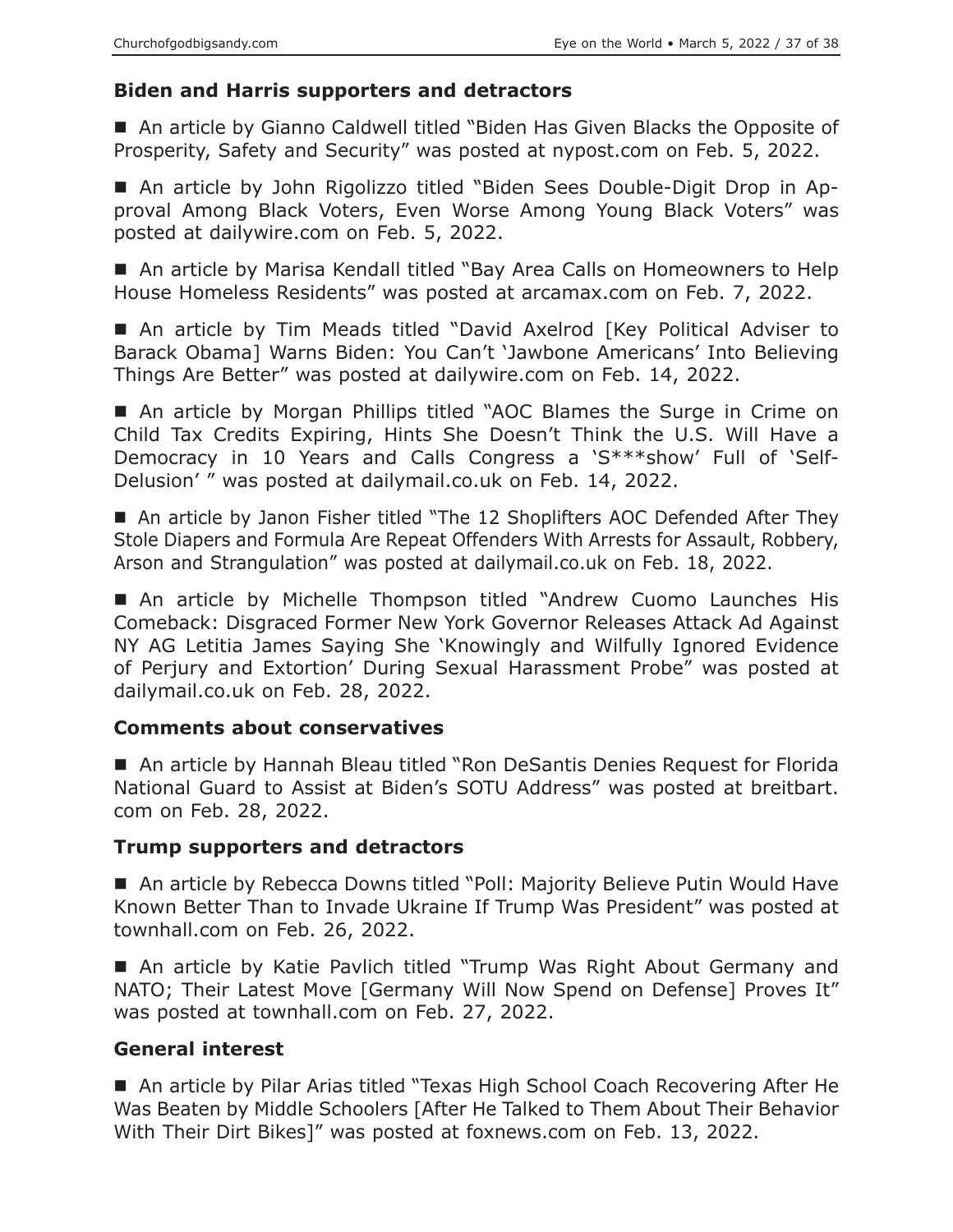### Biden and Harris supporters and detractors

■ An article by Gianno Caldwell titled "Biden Has Given Blacks the Opposite of Prosperity, Safety and Security" was posted at nypost.com on Feb. 5, 2022.

■ An article by John Rigolizzo titled "Biden Sees Double-Digit Drop in Approval Among Black Voters, Even Worse Among Young Black Voters" was posted at dailywire.com on Feb. 5, 2022.

■ An article by Marisa Kendall titled "Bay Area Calls on Homeowners to Help House Homeless Residents" was posted at arcamax.com on Feb. 7, 2022.

■ An article by Tim Meads titled "David Axelrod [Key Political Adviser to Barack Obama] Warns Biden: You Can't 'Jawbone Americans' Into Believing Things Are Better" was posted at dailywire.com on Feb. 14, 2022.

■ An article by Morgan Phillips titled "AOC Blames the Surge in Crime on Child Tax Credits Expiring, Hints She Doesn't Think the U.S. Will Have a Democracy in 10 Years and Calls Congress a 'S***show' Full of 'Self-Delusion' " was posted at dailymail.co.uk on Feb. 14, 2022.

■ An article by Janon Fisher titled "The 12 Shoplifters AOC Defended After They Stole Diapers and Formula Are Repeat Offenders With Arrests for Assault, Robbery, Arson and Strangulation" was posted at dailymail.co.uk on Feb. 18, 2022.

■ An article by Michelle Thompson titled "Andrew Cuomo Launches His Comeback: Disgraced Former New York Governor Releases Attack Ad Against NY AG Letitia James Saying She 'Knowingly and Wilfully Ignored Evidence of Perjury and Extortion' During Sexual Harassment Probe" was posted at dailymail.co.uk on Feb. 28, 2022.

### Comments about conservatives

■ An article by Hannah Bleau titled "Ron DeSantis Denies Request for Florida National Guard to Assist at Biden's SOTU Address" was posted at breitbart.com on Feb. 28, 2022.

### Trump supporters and detractors

■ An article by Rebecca Downs titled "Poll: Majority Believe Putin Would Have Known Better Than to Invade Ukraine If Trump Was President" was posted at townhall.com on Feb. 26, 2022.

■ An article by Katie Pavlich titled "Trump Was Right About Germany and NATO; Their Latest Move [Germany Will Now Spend on Defense] Proves It" was posted at townhall.com on Feb. 27, 2022.

### General interest

■ An article by Pilar Arias titled "Texas High School Coach Recovering After He Was Beaten by Middle Schoolers [After He Talked to Them About Their Behavior With Their Dirt Bikes]" was posted at foxnews.com on Feb. 13, 2022.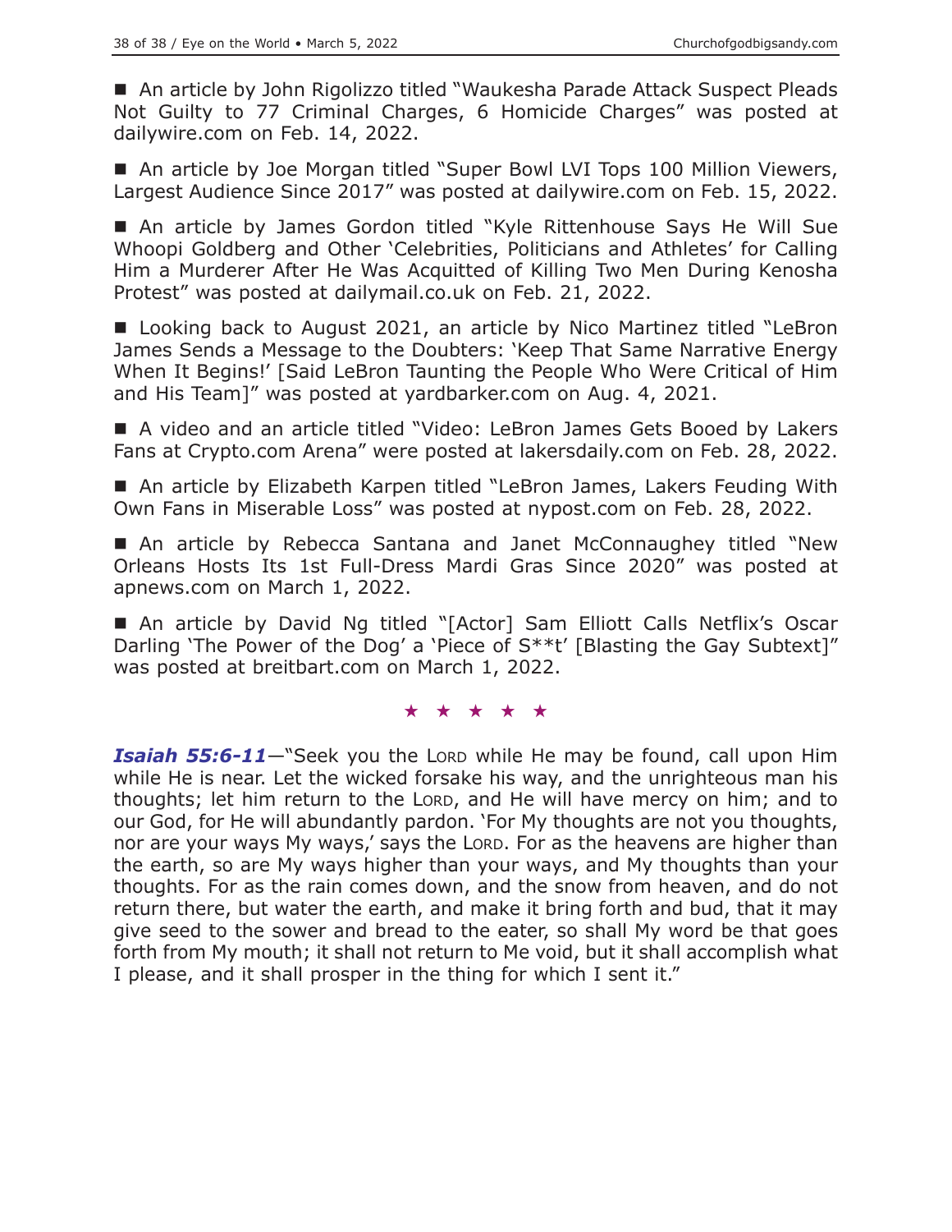■ An article by John Rigolizzo titled "Waukesha Parade Attack Suspect Pleads Not Guilty to 77 Criminal Charges, 6 Homicide Charges" was posted at dailywire.com on Feb. 14, 2022.

■ An article by Joe Morgan titled "Super Bowl LVI Tops 100 Million Viewers, Largest Audience Since 2017" was posted at dailywire.com on Feb. 15, 2022.

■ An article by James Gordon titled "Kyle Rittenhouse Says He Will Sue Whoopi Goldberg and Other 'Celebrities, Politicians and Athletes' for Calling Him a Murderer After He Was Acquitted of Killing Two Men During Kenosha Protest" was posted at dailymail.co.uk on Feb. 21, 2022.

■ Looking back to August 2021, an article by Nico Martinez titled "LeBron James Sends a Message to the Doubters: 'Keep That Same Narrative Energy When It Begins!' [Said LeBron Taunting the People Who Were Critical of Him and His Team]" was posted at yardbarker.com on Aug. 4, 2021.

■ A video and an article titled "Video: LeBron James Gets Booed by Lakers Fans at Crypto.com Arena" were posted at lakersdaily.com on Feb. 28, 2022.

■ An article by Elizabeth Karpen titled "LeBron James, Lakers Feuding With Own Fans in Miserable Loss" was posted at nypost.com on Feb. 28, 2022.

■ An article by Rebecca Santana and Janet McConnaughey titled "New Orleans Hosts Its 1st Full-Dress Mardi Gras Since 2020" was posted at apnews.com on March 1, 2022.

■ An article by David Ng titled "[Actor] Sam Elliott Calls Netflix's Oscar Darling 'The Power of the Dog' a 'Piece of S**t' [Blasting the Gay Subtext]" was posted at breitbart.com on March 1, 2022.

★ ★ ★ ★ ★

***Isaiah 55:6-11***—"Seek you the LORD while He may be found, call upon Him while He is near. Let the wicked forsake his way, and the unrighteous man his thoughts; let him return to the LORD, and He will have mercy on him; and to our God, for He will abundantly pardon. 'For My thoughts are not you thoughts, nor are your ways My ways,' says the LORD. For as the heavens are higher than the earth, so are My ways higher than your ways, and My thoughts than your thoughts. For as the rain comes down, and the snow from heaven, and do not return there, but water the earth, and make it bring forth and bud, that it may give seed to the sower and bread to the eater, so shall My word be that goes forth from My mouth; it shall not return to Me void, but it shall accomplish what I please, and it shall prosper in the thing for which I sent it."